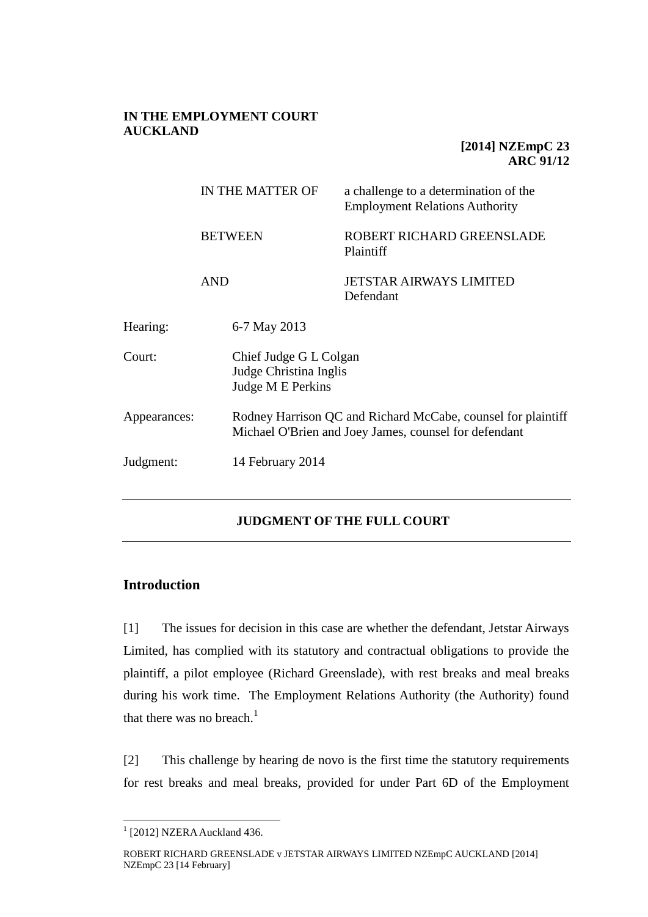**IN THE EMPLOYMENT COURT AUCKLAND**

**[2014] NZEmpC 23**
**ARC 91/12**

| | |
|---|---|
| IN THE MATTER OF | a challenge to a determination of the Employment Relations Authority |
| BETWEEN | ROBERT RICHARD GREENSLADE Plaintiff |
| AND | JETSTAR AIRWAYS LIMITED Defendant |

| | |
|---|---|
| Hearing: | 6-7 May 2013 |
| Court: | Chief Judge G L Colgan<br>Judge Christina Inglis<br>Judge M E Perkins |
| Appearances: | Rodney Harrison QC and Richard McCabe, counsel for plaintiff<br>Michael O'Brien and Joey James, counsel for defendant |
| Judgment: | 14 February 2014 |

---

**JUDGMENT OF THE FULL COURT**

---

## Introduction

[1] The issues for decision in this case are whether the defendant, Jetstar Airways Limited, has complied with its statutory and contractual obligations to provide the plaintiff, a pilot employee (Richard Greenslade), with rest breaks and meal breaks during his work time. The Employment Relations Authority (the Authority) found that there was no breach.[1]

[2] This challenge by hearing de novo is the first time the statutory requirements for rest breaks and meal breaks, provided for under Part 6D of the Employment

[1] [2012] NZERA Auckland 436.

ROBERT RICHARD GREENSLADE v JETSTAR AIRWAYS LIMITED NZEmpC AUCKLAND [2014] NZEmpC 23 [14 February]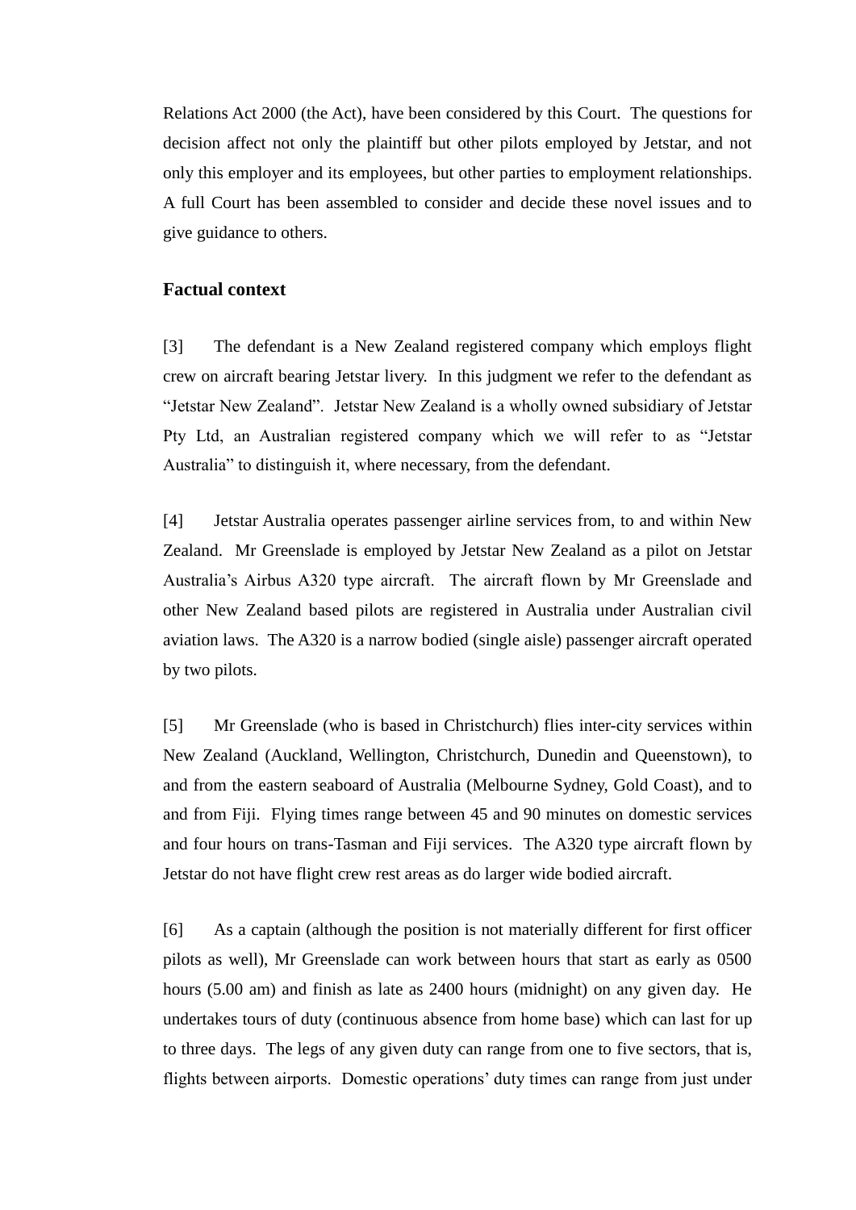Relations Act 2000 (the Act), have been considered by this Court. The questions for decision affect not only the plaintiff but other pilots employed by Jetstar, and not only this employer and its employees, but other parties to employment relationships. A full Court has been assembled to consider and decide these novel issues and to give guidance to others.

## Factual context

[3] The defendant is a New Zealand registered company which employs flight crew on aircraft bearing Jetstar livery. In this judgment we refer to the defendant as "Jetstar New Zealand". Jetstar New Zealand is a wholly owned subsidiary of Jetstar Pty Ltd, an Australian registered company which we will refer to as "Jetstar Australia" to distinguish it, where necessary, from the defendant.

[4] Jetstar Australia operates passenger airline services from, to and within New Zealand. Mr Greenslade is employed by Jetstar New Zealand as a pilot on Jetstar Australia's Airbus A320 type aircraft. The aircraft flown by Mr Greenslade and other New Zealand based pilots are registered in Australia under Australian civil aviation laws. The A320 is a narrow bodied (single aisle) passenger aircraft operated by two pilots.

[5] Mr Greenslade (who is based in Christchurch) flies inter-city services within New Zealand (Auckland, Wellington, Christchurch, Dunedin and Queenstown), to and from the eastern seaboard of Australia (Melbourne Sydney, Gold Coast), and to and from Fiji. Flying times range between 45 and 90 minutes on domestic services and four hours on trans-Tasman and Fiji services. The A320 type aircraft flown by Jetstar do not have flight crew rest areas as do larger wide bodied aircraft.

[6] As a captain (although the position is not materially different for first officer pilots as well), Mr Greenslade can work between hours that start as early as 0500 hours (5.00 am) and finish as late as 2400 hours (midnight) on any given day. He undertakes tours of duty (continuous absence from home base) which can last for up to three days. The legs of any given duty can range from one to five sectors, that is, flights between airports. Domestic operations' duty times can range from just under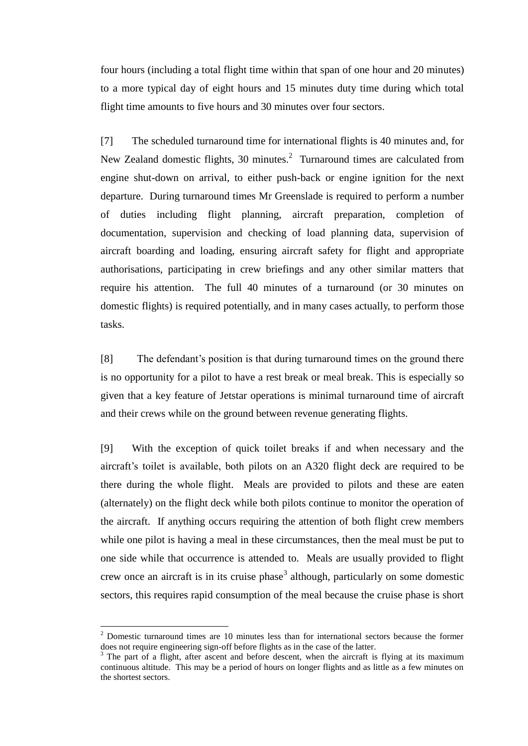four hours (including a total flight time within that span of one hour and 20 minutes) to a more typical day of eight hours and 15 minutes duty time during which total flight time amounts to five hours and 30 minutes over four sectors.

[7] The scheduled turnaround time for international flights is 40 minutes and, for New Zealand domestic flights, 30 minutes.[2] Turnaround times are calculated from engine shut-down on arrival, to either push-back or engine ignition for the next departure. During turnaround times Mr Greenslade is required to perform a number of duties including flight planning, aircraft preparation, completion of documentation, supervision and checking of load planning data, supervision of aircraft boarding and loading, ensuring aircraft safety for flight and appropriate authorisations, participating in crew briefings and any other similar matters that require his attention. The full 40 minutes of a turnaround (or 30 minutes on domestic flights) is required potentially, and in many cases actually, to perform those tasks.

[8] The defendant's position is that during turnaround times on the ground there is no opportunity for a pilot to have a rest break or meal break. This is especially so given that a key feature of Jetstar operations is minimal turnaround time of aircraft and their crews while on the ground between revenue generating flights.

[9] With the exception of quick toilet breaks if and when necessary and the aircraft's toilet is available, both pilots on an A320 flight deck are required to be there during the whole flight. Meals are provided to pilots and these are eaten (alternately) on the flight deck while both pilots continue to monitor the operation of the aircraft. If anything occurs requiring the attention of both flight crew members while one pilot is having a meal in these circumstances, then the meal must be put to one side while that occurrence is attended to. Meals are usually provided to flight crew once an aircraft is in its cruise phase[3] although, particularly on some domestic sectors, this requires rapid consumption of the meal because the cruise phase is short

---

[2] Domestic turnaround times are 10 minutes less than for international sectors because the former does not require engineering sign-off before flights as in the case of the latter.

[3] The part of a flight, after ascent and before descent, when the aircraft is flying at its maximum continuous altitude. This may be a period of hours on longer flights and as little as a few minutes on the shortest sectors.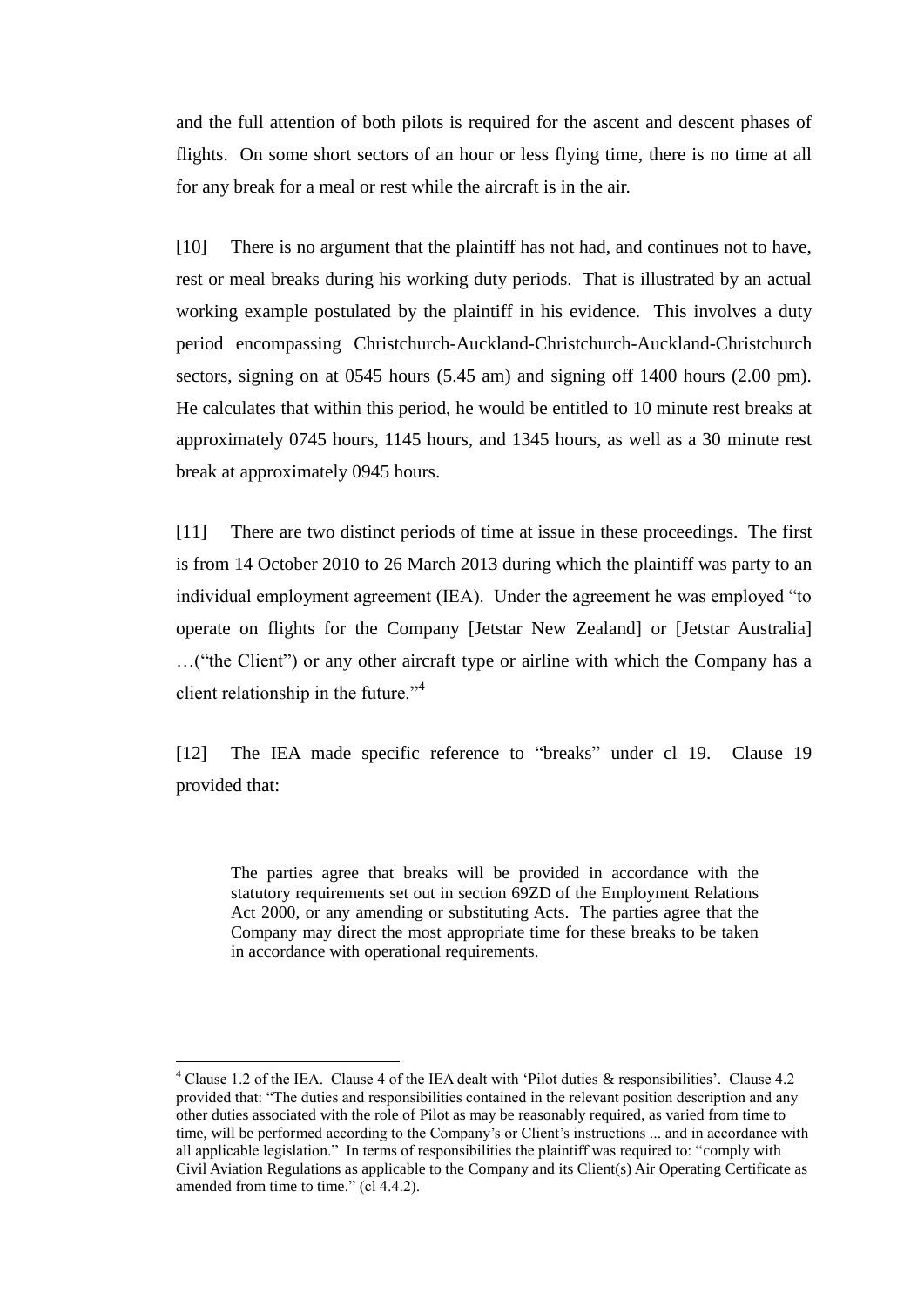and the full attention of both pilots is required for the ascent and descent phases of flights. On some short sectors of an hour or less flying time, there is no time at all for any break for a meal or rest while the aircraft is in the air.

[10] There is no argument that the plaintiff has not had, and continues not to have, rest or meal breaks during his working duty periods. That is illustrated by an actual working example postulated by the plaintiff in his evidence. This involves a duty period encompassing Christchurch-Auckland-Christchurch-Auckland-Christchurch sectors, signing on at 0545 hours (5.45 am) and signing off 1400 hours (2.00 pm). He calculates that within this period, he would be entitled to 10 minute rest breaks at approximately 0745 hours, 1145 hours, and 1345 hours, as well as a 30 minute rest break at approximately 0945 hours.

[11] There are two distinct periods of time at issue in these proceedings. The first is from 14 October 2010 to 26 March 2013 during which the plaintiff was party to an individual employment agreement (IEA). Under the agreement he was employed "to operate on flights for the Company [Jetstar New Zealand] or [Jetstar Australia] …("the Client") or any other aircraft type or airline with which the Company has a client relationship in the future."[4]

[12] The IEA made specific reference to "breaks" under cl 19. Clause 19 provided that:

> The parties agree that breaks will be provided in accordance with the statutory requirements set out in section 69ZD of the Employment Relations Act 2000, or any amending or substituting Acts. The parties agree that the Company may direct the most appropriate time for these breaks to be taken in accordance with operational requirements.

---

[4] Clause 1.2 of the IEA. Clause 4 of the IEA dealt with 'Pilot duties & responsibilities'. Clause 4.2 provided that: "The duties and responsibilities contained in the relevant position description and any other duties associated with the role of Pilot as may be reasonably required, as varied from time to time, will be performed according to the Company's or Client's instructions ... and in accordance with all applicable legislation." In terms of responsibilities the plaintiff was required to: "comply with Civil Aviation Regulations as applicable to the Company and its Client(s) Air Operating Certificate as amended from time to time." (cl 4.4.2).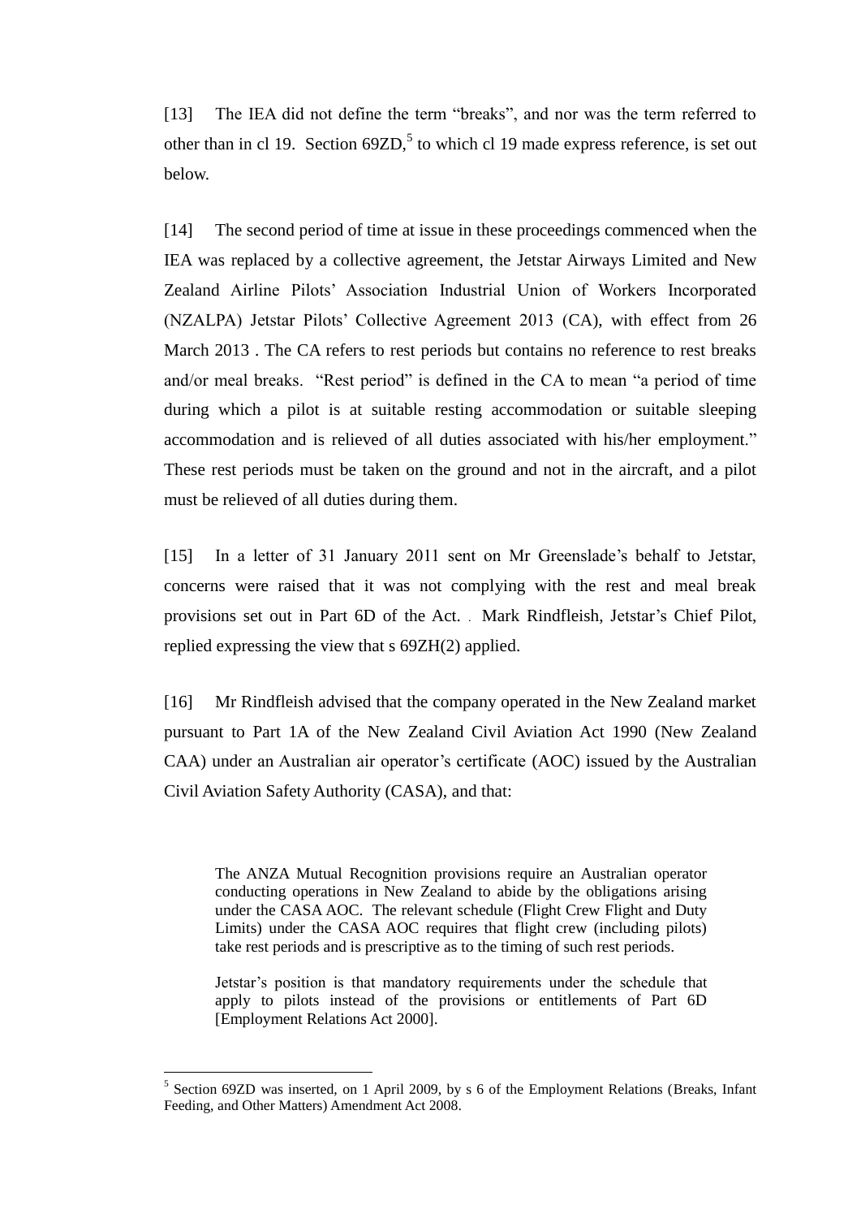[13] The IEA did not define the term "breaks", and nor was the term referred to other than in cl 19. Section 69ZD,[5] to which cl 19 made express reference, is set out below.

[14] The second period of time at issue in these proceedings commenced when the IEA was replaced by a collective agreement, the Jetstar Airways Limited and New Zealand Airline Pilots' Association Industrial Union of Workers Incorporated (NZALPA) Jetstar Pilots' Collective Agreement 2013 (CA), with effect from 26 March 2013 . The CA refers to rest periods but contains no reference to rest breaks and/or meal breaks. "Rest period" is defined in the CA to mean "a period of time during which a pilot is at suitable resting accommodation or suitable sleeping accommodation and is relieved of all duties associated with his/her employment." These rest periods must be taken on the ground and not in the aircraft, and a pilot must be relieved of all duties during them.

[15] In a letter of 31 January 2011 sent on Mr Greenslade's behalf to Jetstar, concerns were raised that it was not complying with the rest and meal break provisions set out in Part 6D of the Act. . Mark Rindfleish, Jetstar's Chief Pilot, replied expressing the view that s 69ZH(2) applied.

[16] Mr Rindfleish advised that the company operated in the New Zealand market pursuant to Part 1A of the New Zealand Civil Aviation Act 1990 (New Zealand CAA) under an Australian air operator's certificate (AOC) issued by the Australian Civil Aviation Safety Authority (CASA), and that:

> The ANZA Mutual Recognition provisions require an Australian operator conducting operations in New Zealand to abide by the obligations arising under the CASA AOC. The relevant schedule (Flight Crew Flight and Duty Limits) under the CASA AOC requires that flight crew (including pilots) take rest periods and is prescriptive as to the timing of such rest periods.
>
> Jetstar's position is that mandatory requirements under the schedule that apply to pilots instead of the provisions or entitlements of Part 6D [Employment Relations Act 2000].

---

[5] Section 69ZD was inserted, on 1 April 2009, by s 6 of the Employment Relations (Breaks, Infant Feeding, and Other Matters) Amendment Act 2008.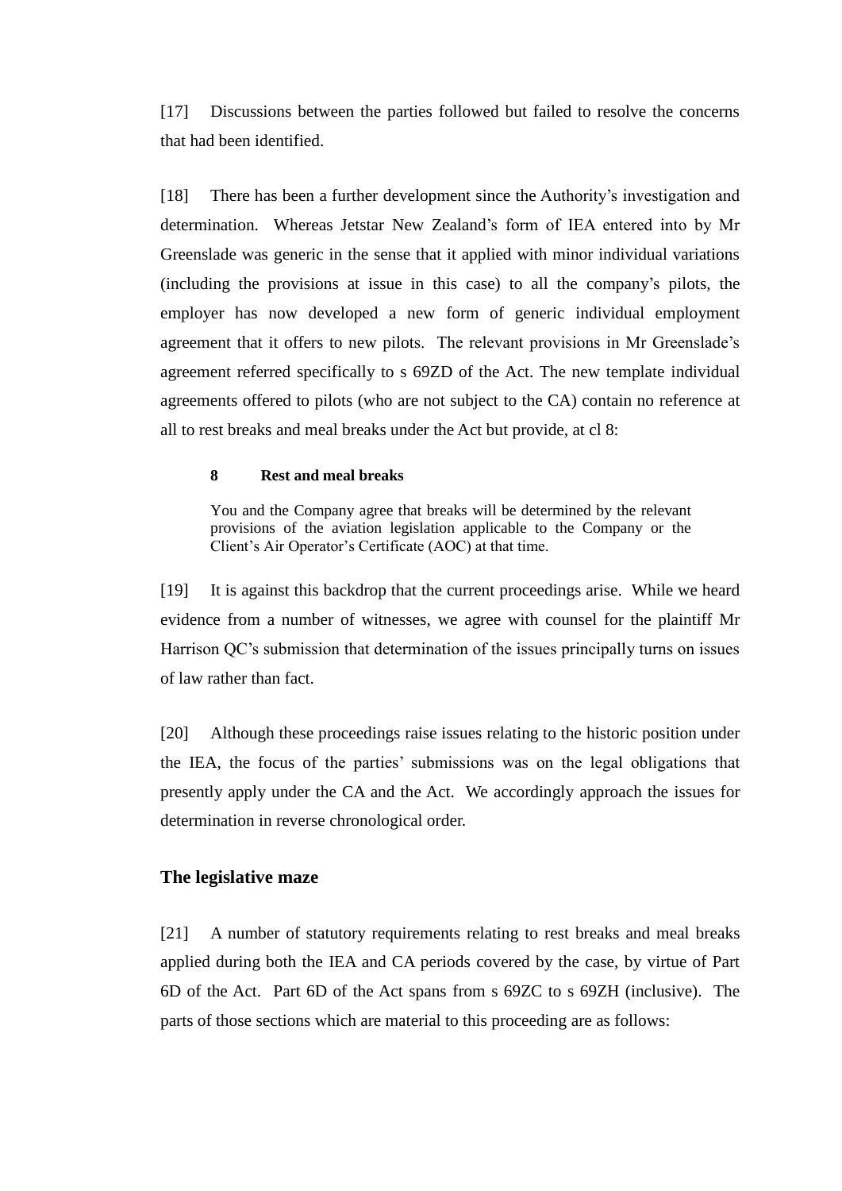[17] Discussions between the parties followed but failed to resolve the concerns that had been identified.

[18] There has been a further development since the Authority's investigation and determination. Whereas Jetstar New Zealand's form of IEA entered into by Mr Greenslade was generic in the sense that it applied with minor individual variations (including the provisions at issue in this case) to all the company's pilots, the employer has now developed a new form of generic individual employment agreement that it offers to new pilots. The relevant provisions in Mr Greenslade's agreement referred specifically to s 69ZD of the Act. The new template individual agreements offered to pilots (who are not subject to the CA) contain no reference at all to rest breaks and meal breaks under the Act but provide, at cl 8:

> **8 Rest and meal breaks**
>
> You and the Company agree that breaks will be determined by the relevant provisions of the aviation legislation applicable to the Company or the Client's Air Operator's Certificate (AOC) at that time.

[19] It is against this backdrop that the current proceedings arise. While we heard evidence from a number of witnesses, we agree with counsel for the plaintiff Mr Harrison QC's submission that determination of the issues principally turns on issues of law rather than fact.

[20] Although these proceedings raise issues relating to the historic position under the IEA, the focus of the parties' submissions was on the legal obligations that presently apply under the CA and the Act. We accordingly approach the issues for determination in reverse chronological order.

## The legislative maze

[21] A number of statutory requirements relating to rest breaks and meal breaks applied during both the IEA and CA periods covered by the case, by virtue of Part 6D of the Act. Part 6D of the Act spans from s 69ZC to s 69ZH (inclusive). The parts of those sections which are material to this proceeding are as follows: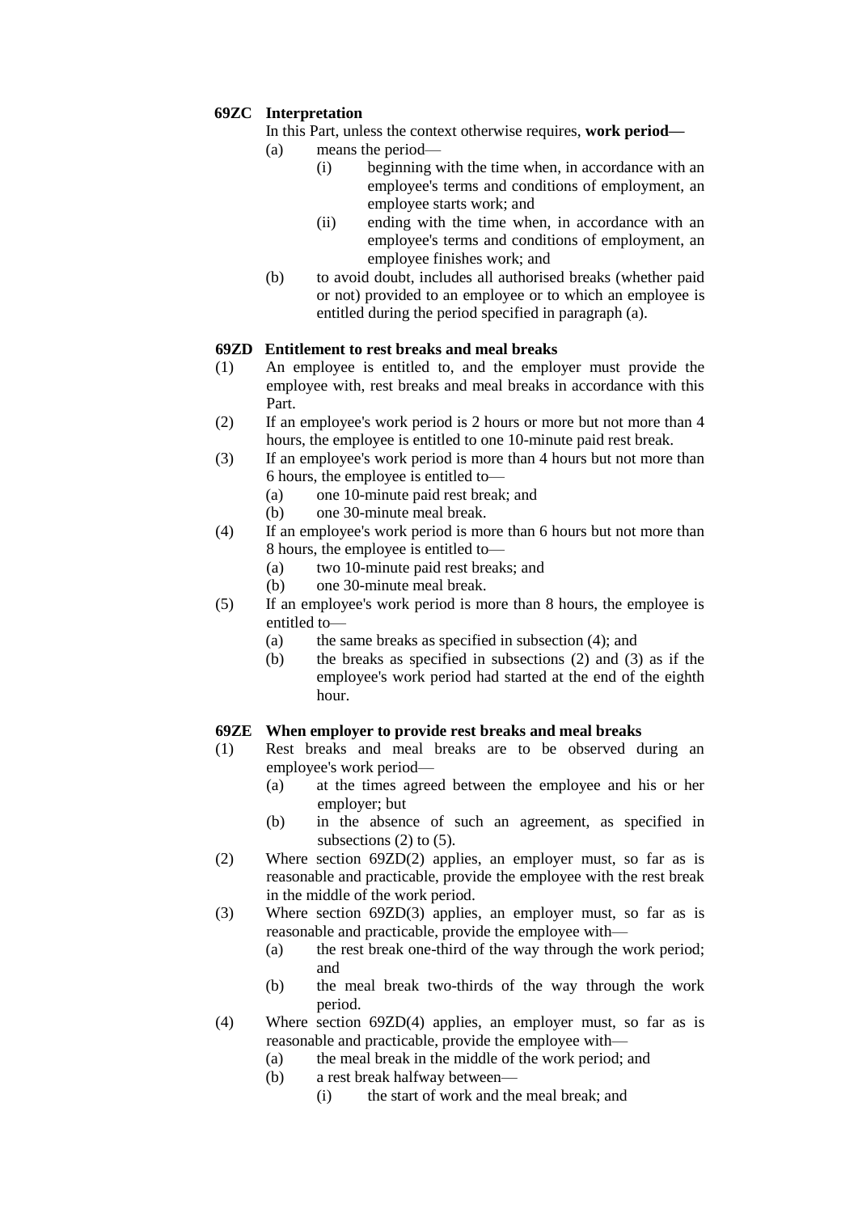### 69ZC Interpretation

In this Part, unless the context otherwise requires, **work period—**

(a) means the period—

  (i) beginning with the time when, in accordance with an employee's terms and conditions of employment, an employee starts work; and

  (ii) ending with the time when, in accordance with an employee's terms and conditions of employment, an employee finishes work; and

(b) to avoid doubt, includes all authorised breaks (whether paid or not) provided to an employee or to which an employee is entitled during the period specified in paragraph (a).

### 69ZD Entitlement to rest breaks and meal breaks

(1) An employee is entitled to, and the employer must provide the employee with, rest breaks and meal breaks in accordance with this Part.

(2) If an employee's work period is 2 hours or more but not more than 4 hours, the employee is entitled to one 10-minute paid rest break.

(3) If an employee's work period is more than 4 hours but not more than 6 hours, the employee is entitled to—

  (a) one 10-minute paid rest break; and

  (b) one 30-minute meal break.

(4) If an employee's work period is more than 6 hours but not more than 8 hours, the employee is entitled to—

  (a) two 10-minute paid rest breaks; and

  (b) one 30-minute meal break.

(5) If an employee's work period is more than 8 hours, the employee is entitled to—

  (a) the same breaks as specified in subsection (4); and

  (b) the breaks as specified in subsections (2) and (3) as if the employee's work period had started at the end of the eighth hour.

### 69ZE When employer to provide rest breaks and meal breaks

(1) Rest breaks and meal breaks are to be observed during an employee's work period—

  (a) at the times agreed between the employee and his or her employer; but

  (b) in the absence of such an agreement, as specified in subsections (2) to (5).

(2) Where section 69ZD(2) applies, an employer must, so far as is reasonable and practicable, provide the employee with the rest break in the middle of the work period.

(3) Where section 69ZD(3) applies, an employer must, so far as is reasonable and practicable, provide the employee with—

  (a) the rest break one-third of the way through the work period; and

  (b) the meal break two-thirds of the way through the work period.

(4) Where section 69ZD(4) applies, an employer must, so far as is reasonable and practicable, provide the employee with—

  (a) the meal break in the middle of the work period; and

  (b) a rest break halfway between—

    (i) the start of work and the meal break; and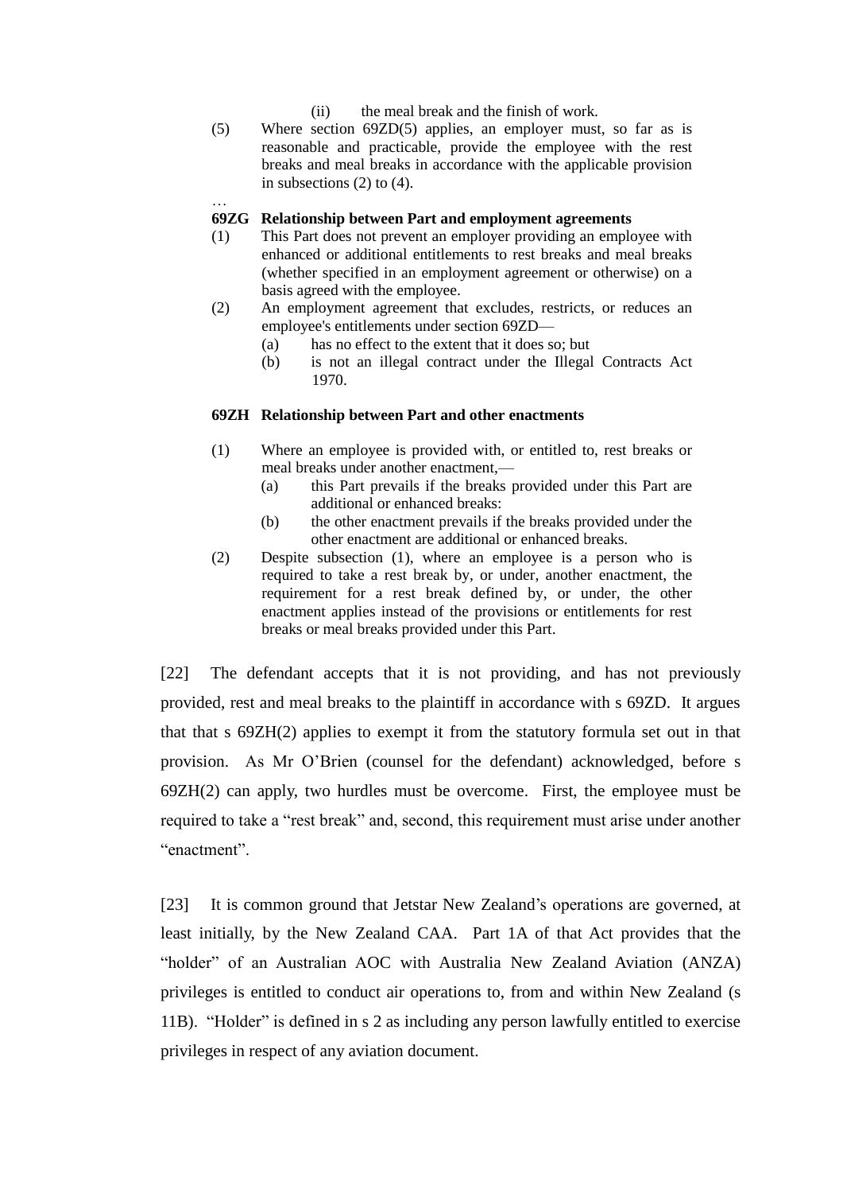(ii) the meal break and the finish of work.

(5) Where section 69ZD(5) applies, an employer must, so far as is reasonable and practicable, provide the employee with the rest breaks and meal breaks in accordance with the applicable provision in subsections (2) to (4).

…

**69ZG Relationship between Part and employment agreements**

(1) This Part does not prevent an employer providing an employee with enhanced or additional entitlements to rest breaks and meal breaks (whether specified in an employment agreement or otherwise) on a basis agreed with the employee.

(2) An employment agreement that excludes, restricts, or reduces an employee's entitlements under section 69ZD—

(a) has no effect to the extent that it does so; but

(b) is not an illegal contract under the Illegal Contracts Act 1970.

**69ZH Relationship between Part and other enactments**

(1) Where an employee is provided with, or entitled to, rest breaks or meal breaks under another enactment,—

(a) this Part prevails if the breaks provided under this Part are additional or enhanced breaks:

(b) the other enactment prevails if the breaks provided under the other enactment are additional or enhanced breaks.

(2) Despite subsection (1), where an employee is a person who is required to take a rest break by, or under, another enactment, the requirement for a rest break defined by, or under, the other enactment applies instead of the provisions or entitlements for rest breaks or meal breaks provided under this Part.

[22] The defendant accepts that it is not providing, and has not previously provided, rest and meal breaks to the plaintiff in accordance with s 69ZD. It argues that that s 69ZH(2) applies to exempt it from the statutory formula set out in that provision. As Mr O'Brien (counsel for the defendant) acknowledged, before s 69ZH(2) can apply, two hurdles must be overcome. First, the employee must be required to take a "rest break" and, second, this requirement must arise under another "enactment".

[23] It is common ground that Jetstar New Zealand's operations are governed, at least initially, by the New Zealand CAA. Part 1A of that Act provides that the "holder" of an Australian AOC with Australia New Zealand Aviation (ANZA) privileges is entitled to conduct air operations to, from and within New Zealand (s 11B). "Holder" is defined in s 2 as including any person lawfully entitled to exercise privileges in respect of any aviation document.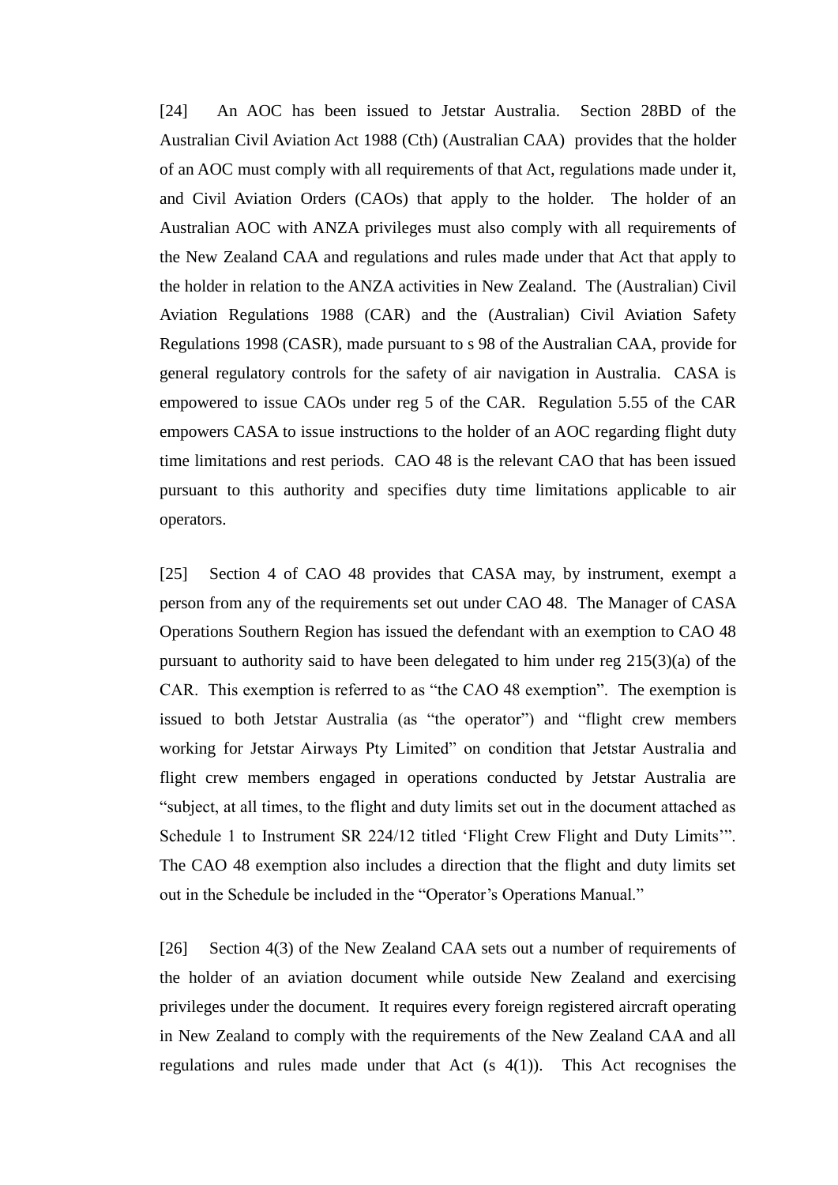[24] An AOC has been issued to Jetstar Australia. Section 28BD of the Australian Civil Aviation Act 1988 (Cth) (Australian CAA) provides that the holder of an AOC must comply with all requirements of that Act, regulations made under it, and Civil Aviation Orders (CAOs) that apply to the holder. The holder of an Australian AOC with ANZA privileges must also comply with all requirements of the New Zealand CAA and regulations and rules made under that Act that apply to the holder in relation to the ANZA activities in New Zealand. The (Australian) Civil Aviation Regulations 1988 (CAR) and the (Australian) Civil Aviation Safety Regulations 1998 (CASR), made pursuant to s 98 of the Australian CAA, provide for general regulatory controls for the safety of air navigation in Australia. CASA is empowered to issue CAOs under reg 5 of the CAR. Regulation 5.55 of the CAR empowers CASA to issue instructions to the holder of an AOC regarding flight duty time limitations and rest periods. CAO 48 is the relevant CAO that has been issued pursuant to this authority and specifies duty time limitations applicable to air operators.

[25] Section 4 of CAO 48 provides that CASA may, by instrument, exempt a person from any of the requirements set out under CAO 48. The Manager of CASA Operations Southern Region has issued the defendant with an exemption to CAO 48 pursuant to authority said to have been delegated to him under reg 215(3)(a) of the CAR. This exemption is referred to as "the CAO 48 exemption". The exemption is issued to both Jetstar Australia (as "the operator") and "flight crew members working for Jetstar Airways Pty Limited" on condition that Jetstar Australia and flight crew members engaged in operations conducted by Jetstar Australia are "subject, at all times, to the flight and duty limits set out in the document attached as Schedule 1 to Instrument SR 224/12 titled 'Flight Crew Flight and Duty Limits'". The CAO 48 exemption also includes a direction that the flight and duty limits set out in the Schedule be included in the "Operator's Operations Manual."

[26] Section 4(3) of the New Zealand CAA sets out a number of requirements of the holder of an aviation document while outside New Zealand and exercising privileges under the document. It requires every foreign registered aircraft operating in New Zealand to comply with the requirements of the New Zealand CAA and all regulations and rules made under that Act (s 4(1)). This Act recognises the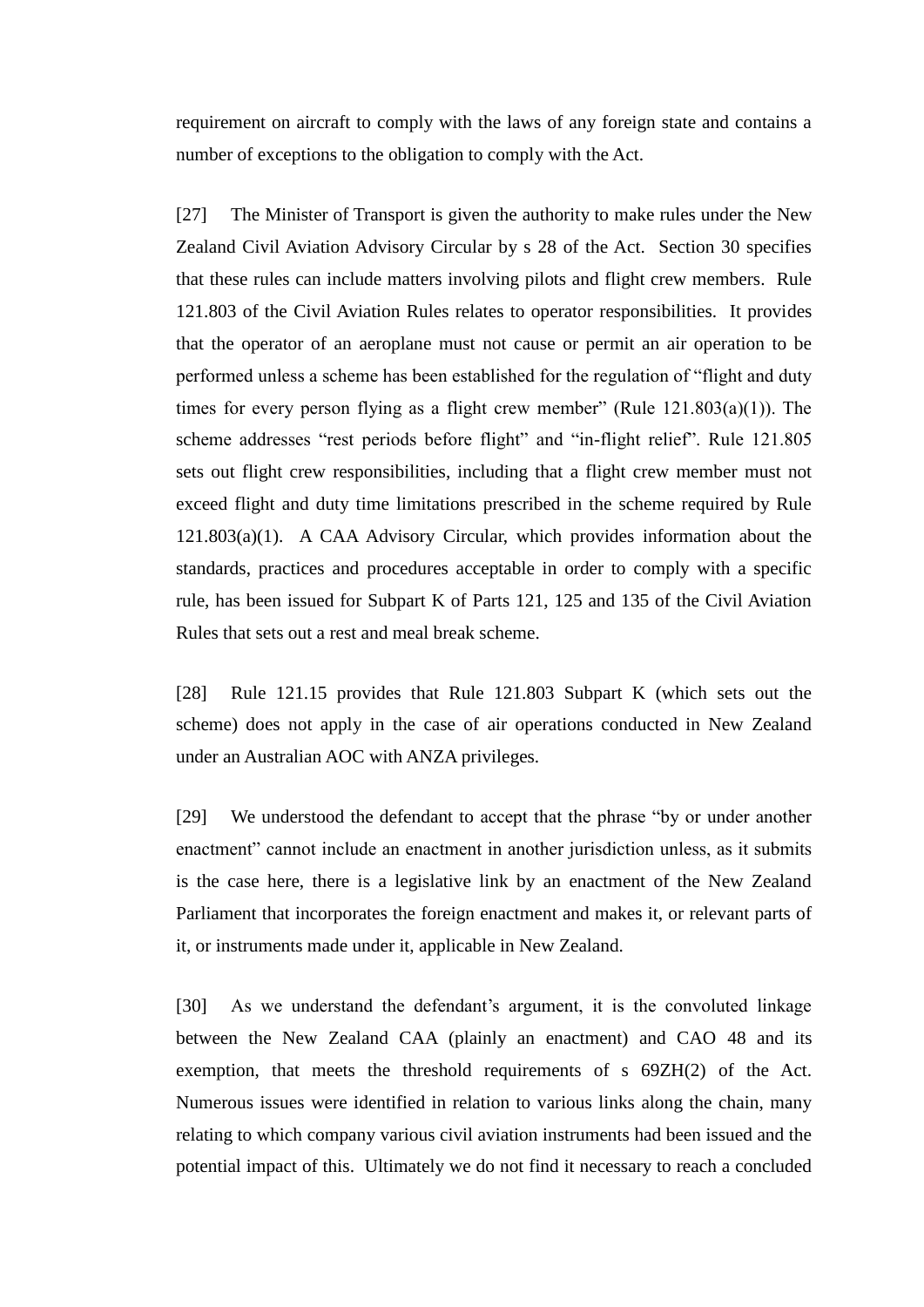requirement on aircraft to comply with the laws of any foreign state and contains a number of exceptions to the obligation to comply with the Act.

[27] The Minister of Transport is given the authority to make rules under the New Zealand Civil Aviation Advisory Circular by s 28 of the Act. Section 30 specifies that these rules can include matters involving pilots and flight crew members. Rule 121.803 of the Civil Aviation Rules relates to operator responsibilities. It provides that the operator of an aeroplane must not cause or permit an air operation to be performed unless a scheme has been established for the regulation of "flight and duty times for every person flying as a flight crew member" (Rule 121.803(a)(1)). The scheme addresses "rest periods before flight" and "in-flight relief". Rule 121.805 sets out flight crew responsibilities, including that a flight crew member must not exceed flight and duty time limitations prescribed in the scheme required by Rule 121.803(a)(1). A CAA Advisory Circular, which provides information about the standards, practices and procedures acceptable in order to comply with a specific rule, has been issued for Subpart K of Parts 121, 125 and 135 of the Civil Aviation Rules that sets out a rest and meal break scheme.

[28] Rule 121.15 provides that Rule 121.803 Subpart K (which sets out the scheme) does not apply in the case of air operations conducted in New Zealand under an Australian AOC with ANZA privileges.

[29] We understood the defendant to accept that the phrase "by or under another enactment" cannot include an enactment in another jurisdiction unless, as it submits is the case here, there is a legislative link by an enactment of the New Zealand Parliament that incorporates the foreign enactment and makes it, or relevant parts of it, or instruments made under it, applicable in New Zealand.

[30] As we understand the defendant's argument, it is the convoluted linkage between the New Zealand CAA (plainly an enactment) and CAO 48 and its exemption, that meets the threshold requirements of s 69ZH(2) of the Act. Numerous issues were identified in relation to various links along the chain, many relating to which company various civil aviation instruments had been issued and the potential impact of this. Ultimately we do not find it necessary to reach a concluded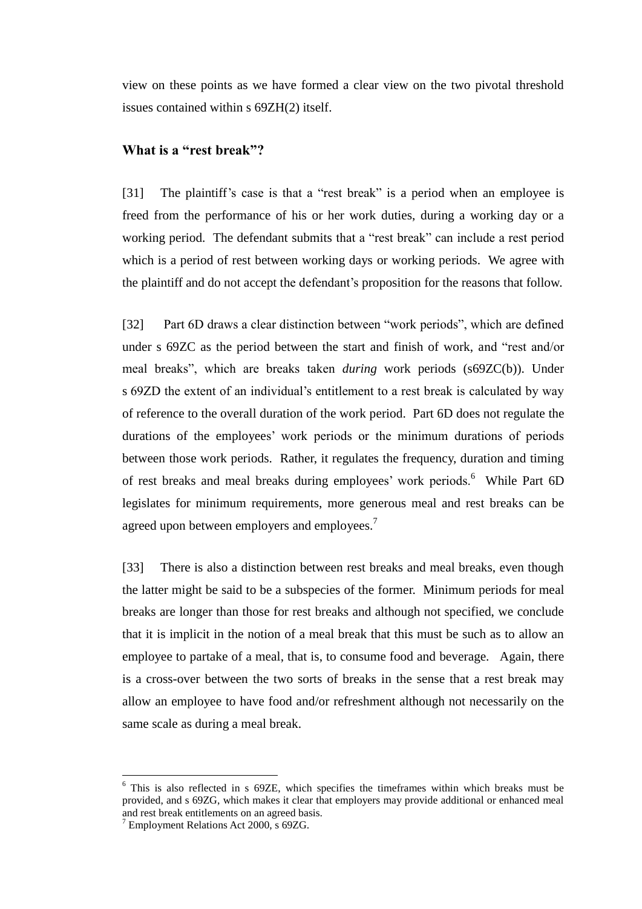view on these points as we have formed a clear view on the two pivotal threshold issues contained within s 69ZH(2) itself.

## What is a "rest break"?

[31] The plaintiff's case is that a "rest break" is a period when an employee is freed from the performance of his or her work duties, during a working day or a working period. The defendant submits that a "rest break" can include a rest period which is a period of rest between working days or working periods. We agree with the plaintiff and do not accept the defendant's proposition for the reasons that follow.

[32] Part 6D draws a clear distinction between "work periods", which are defined under s 69ZC as the period between the start and finish of work, and "rest and/or meal breaks", which are breaks taken *during* work periods (s69ZC(b)). Under s 69ZD the extent of an individual's entitlement to a rest break is calculated by way of reference to the overall duration of the work period. Part 6D does not regulate the durations of the employees' work periods or the minimum durations of periods between those work periods. Rather, it regulates the frequency, duration and timing of rest breaks and meal breaks during employees' work periods.[6] While Part 6D legislates for minimum requirements, more generous meal and rest breaks can be agreed upon between employers and employees.[7]

[33] There is also a distinction between rest breaks and meal breaks, even though the latter might be said to be a subspecies of the former. Minimum periods for meal breaks are longer than those for rest breaks and although not specified, we conclude that it is implicit in the notion of a meal break that this must be such as to allow an employee to partake of a meal, that is, to consume food and beverage. Again, there is a cross-over between the two sorts of breaks in the sense that a rest break may allow an employee to have food and/or refreshment although not necessarily on the same scale as during a meal break.

---

[6] This is also reflected in s 69ZE, which specifies the timeframes within which breaks must be provided, and s 69ZG, which makes it clear that employers may provide additional or enhanced meal and rest break entitlements on an agreed basis.

[7] Employment Relations Act 2000, s 69ZG.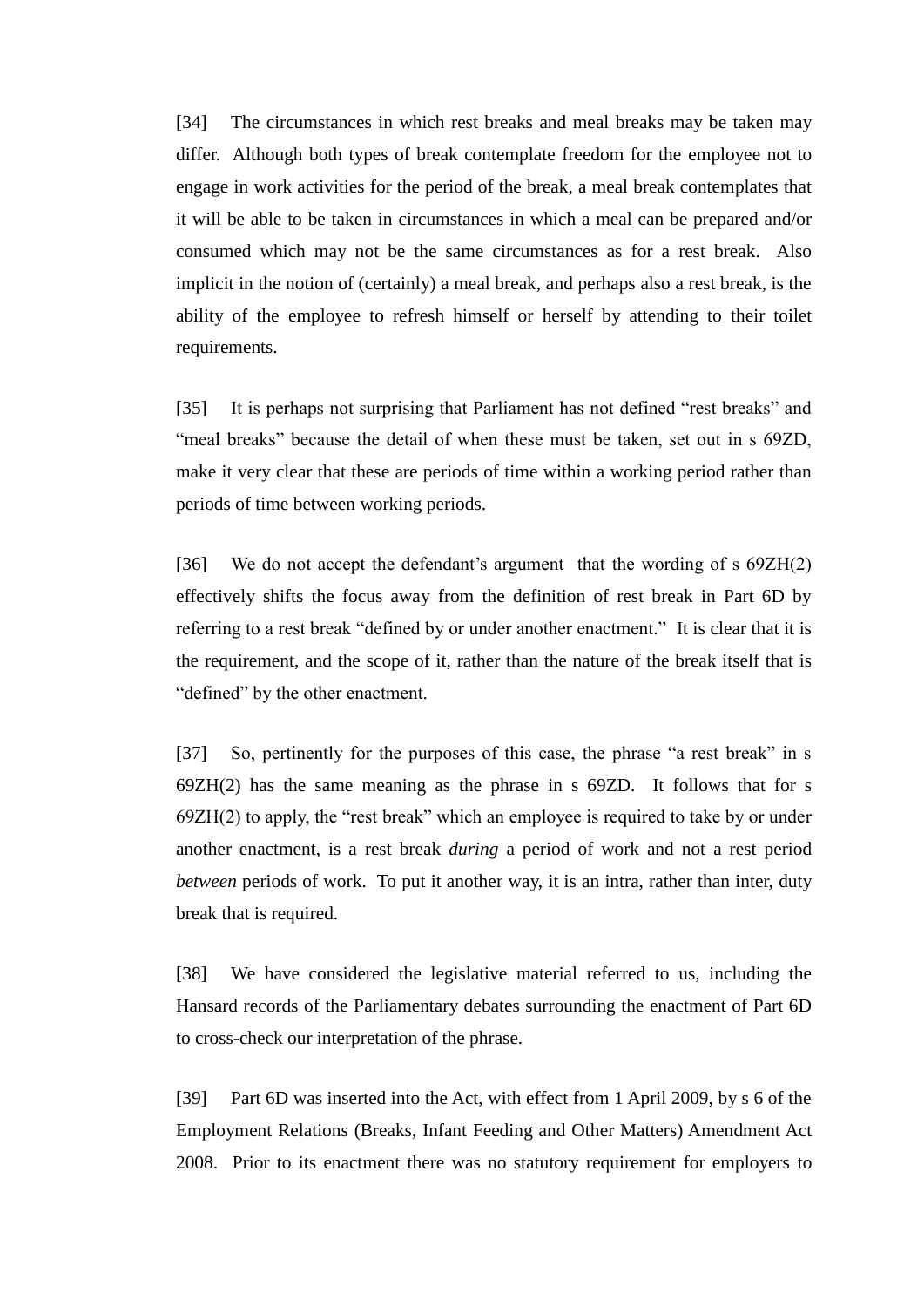[34] The circumstances in which rest breaks and meal breaks may be taken may differ. Although both types of break contemplate freedom for the employee not to engage in work activities for the period of the break, a meal break contemplates that it will be able to be taken in circumstances in which a meal can be prepared and/or consumed which may not be the same circumstances as for a rest break. Also implicit in the notion of (certainly) a meal break, and perhaps also a rest break, is the ability of the employee to refresh himself or herself by attending to their toilet requirements.

[35] It is perhaps not surprising that Parliament has not defined "rest breaks" and "meal breaks" because the detail of when these must be taken, set out in s 69ZD, make it very clear that these are periods of time within a working period rather than periods of time between working periods.

[36] We do not accept the defendant's argument that the wording of s 69ZH(2) effectively shifts the focus away from the definition of rest break in Part 6D by referring to a rest break "defined by or under another enactment." It is clear that it is the requirement, and the scope of it, rather than the nature of the break itself that is "defined" by the other enactment.

[37] So, pertinently for the purposes of this case, the phrase "a rest break" in s 69ZH(2) has the same meaning as the phrase in s 69ZD. It follows that for s 69ZH(2) to apply, the "rest break" which an employee is required to take by or under another enactment, is a rest break *during* a period of work and not a rest period *between* periods of work. To put it another way, it is an intra, rather than inter, duty break that is required.

[38] We have considered the legislative material referred to us, including the Hansard records of the Parliamentary debates surrounding the enactment of Part 6D to cross-check our interpretation of the phrase.

[39] Part 6D was inserted into the Act, with effect from 1 April 2009, by s 6 of the Employment Relations (Breaks, Infant Feeding and Other Matters) Amendment Act 2008. Prior to its enactment there was no statutory requirement for employers to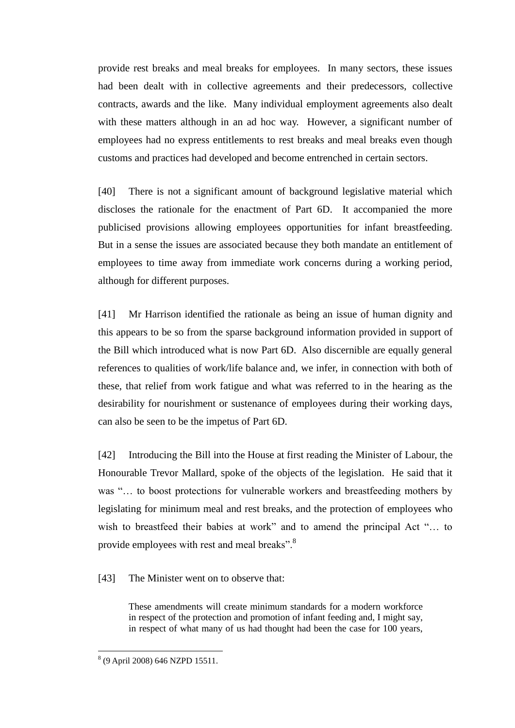provide rest breaks and meal breaks for employees. In many sectors, these issues had been dealt with in collective agreements and their predecessors, collective contracts, awards and the like. Many individual employment agreements also dealt with these matters although in an ad hoc way. However, a significant number of employees had no express entitlements to rest breaks and meal breaks even though customs and practices had developed and become entrenched in certain sectors.

[40] There is not a significant amount of background legislative material which discloses the rationale for the enactment of Part 6D. It accompanied the more publicised provisions allowing employees opportunities for infant breastfeeding. But in a sense the issues are associated because they both mandate an entitlement of employees to time away from immediate work concerns during a working period, although for different purposes.

[41] Mr Harrison identified the rationale as being an issue of human dignity and this appears to be so from the sparse background information provided in support of the Bill which introduced what is now Part 6D. Also discernible are equally general references to qualities of work/life balance and, we infer, in connection with both of these, that relief from work fatigue and what was referred to in the hearing as the desirability for nourishment or sustenance of employees during their working days, can also be seen to be the impetus of Part 6D.

[42] Introducing the Bill into the House at first reading the Minister of Labour, the Honourable Trevor Mallard, spoke of the objects of the legislation. He said that it was "… to boost protections for vulnerable workers and breastfeeding mothers by legislating for minimum meal and rest breaks, and the protection of employees who wish to breastfeed their babies at work" and to amend the principal Act "… to provide employees with rest and meal breaks".[8]

[43] The Minister went on to observe that:

> These amendments will create minimum standards for a modern workforce in respect of the protection and promotion of infant feeding and, I might say, in respect of what many of us had thought had been the case for 100 years,

---

[8] (9 April 2008) 646 NZPD 15511.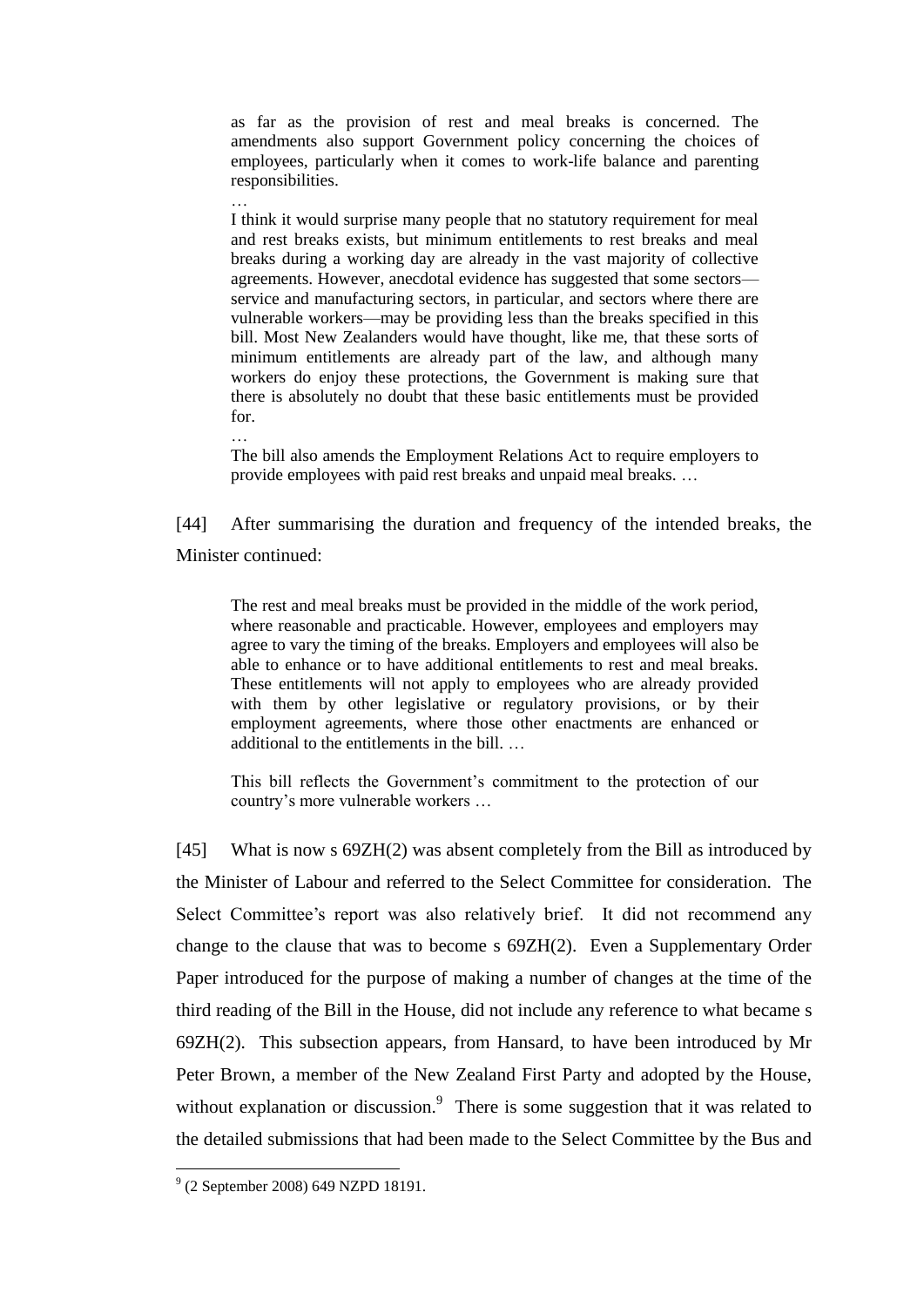> as far as the provision of rest and meal breaks is concerned. The amendments also support Government policy concerning the choices of employees, particularly when it comes to work-life balance and parenting responsibilities.
>
> …
>
> I think it would surprise many people that no statutory requirement for meal and rest breaks exists, but minimum entitlements to rest breaks and meal breaks during a working day are already in the vast majority of collective agreements. However, anecdotal evidence has suggested that some sectors—service and manufacturing sectors, in particular, and sectors where there are vulnerable workers—may be providing less than the breaks specified in this bill. Most New Zealanders would have thought, like me, that these sorts of minimum entitlements are already part of the law, and although many workers do enjoy these protections, the Government is making sure that there is absolutely no doubt that these basic entitlements must be provided for.
>
> …
>
> The bill also amends the Employment Relations Act to require employers to provide employees with paid rest breaks and unpaid meal breaks. …

[44] After summarising the duration and frequency of the intended breaks, the Minister continued:

> The rest and meal breaks must be provided in the middle of the work period, where reasonable and practicable. However, employees and employers may agree to vary the timing of the breaks. Employers and employees will also be able to enhance or to have additional entitlements to rest and meal breaks. These entitlements will not apply to employees who are already provided with them by other legislative or regulatory provisions, or by their employment agreements, where those other enactments are enhanced or additional to the entitlements in the bill. …
>
> This bill reflects the Government's commitment to the protection of our country's more vulnerable workers …

[45] What is now s 69ZH(2) was absent completely from the Bill as introduced by the Minister of Labour and referred to the Select Committee for consideration. The Select Committee's report was also relatively brief. It did not recommend any change to the clause that was to become s 69ZH(2). Even a Supplementary Order Paper introduced for the purpose of making a number of changes at the time of the third reading of the Bill in the House, did not include any reference to what became s 69ZH(2). This subsection appears, from Hansard, to have been introduced by Mr Peter Brown, a member of the New Zealand First Party and adopted by the House, without explanation or discussion.[9] There is some suggestion that it was related to the detailed submissions that had been made to the Select Committee by the Bus and

[9] (2 September 2008) 649 NZPD 18191.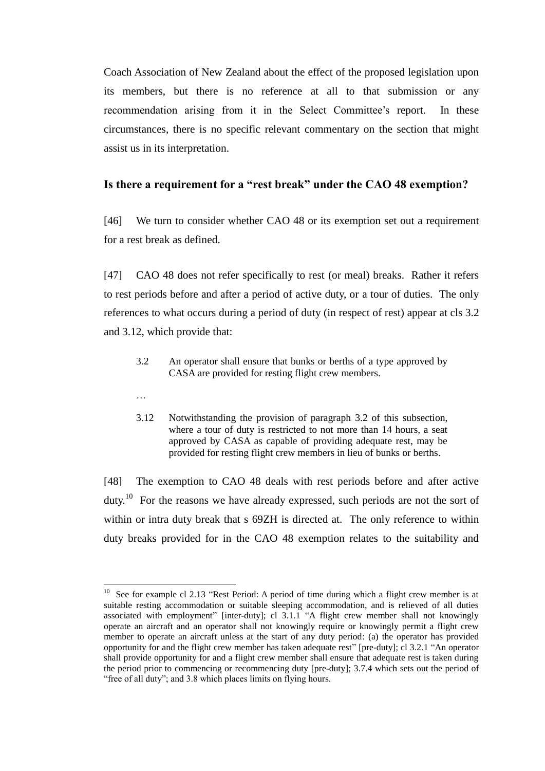Coach Association of New Zealand about the effect of the proposed legislation upon its members, but there is no reference at all to that submission or any recommendation arising from it in the Select Committee's report. In these circumstances, there is no specific relevant commentary on the section that might assist us in its interpretation.

## Is there a requirement for a "rest break" under the CAO 48 exemption?

[46] We turn to consider whether CAO 48 or its exemption set out a requirement for a rest break as defined.

[47] CAO 48 does not refer specifically to rest (or meal) breaks. Rather it refers to rest periods before and after a period of active duty, or a tour of duties. The only references to what occurs during a period of duty (in respect of rest) appear at cls 3.2 and 3.12, which provide that:

> 3.2 An operator shall ensure that bunks or berths of a type approved by CASA are provided for resting flight crew members.
>
> …
>
> 3.12 Notwithstanding the provision of paragraph 3.2 of this subsection, where a tour of duty is restricted to not more than 14 hours, a seat approved by CASA as capable of providing adequate rest, may be provided for resting flight crew members in lieu of bunks or berths.

[48] The exemption to CAO 48 deals with rest periods before and after active duty.[10] For the reasons we have already expressed, such periods are not the sort of within or intra duty break that s 69ZH is directed at. The only reference to within duty breaks provided for in the CAO 48 exemption relates to the suitability and

[10] See for example cl 2.13 "Rest Period: A period of time during which a flight crew member is at suitable resting accommodation or suitable sleeping accommodation, and is relieved of all duties associated with employment" [inter-duty]; cl 3.1.1 "A flight crew member shall not knowingly operate an aircraft and an operator shall not knowingly require or knowingly permit a flight crew member to operate an aircraft unless at the start of any duty period: (a) the operator has provided opportunity for and the flight crew member has taken adequate rest" [pre-duty]; cl 3.2.1 "An operator shall provide opportunity for and a flight crew member shall ensure that adequate rest is taken during the period prior to commencing or recommencing duty [pre-duty]; 3.7.4 which sets out the period of "free of all duty"; and 3.8 which places limits on flying hours.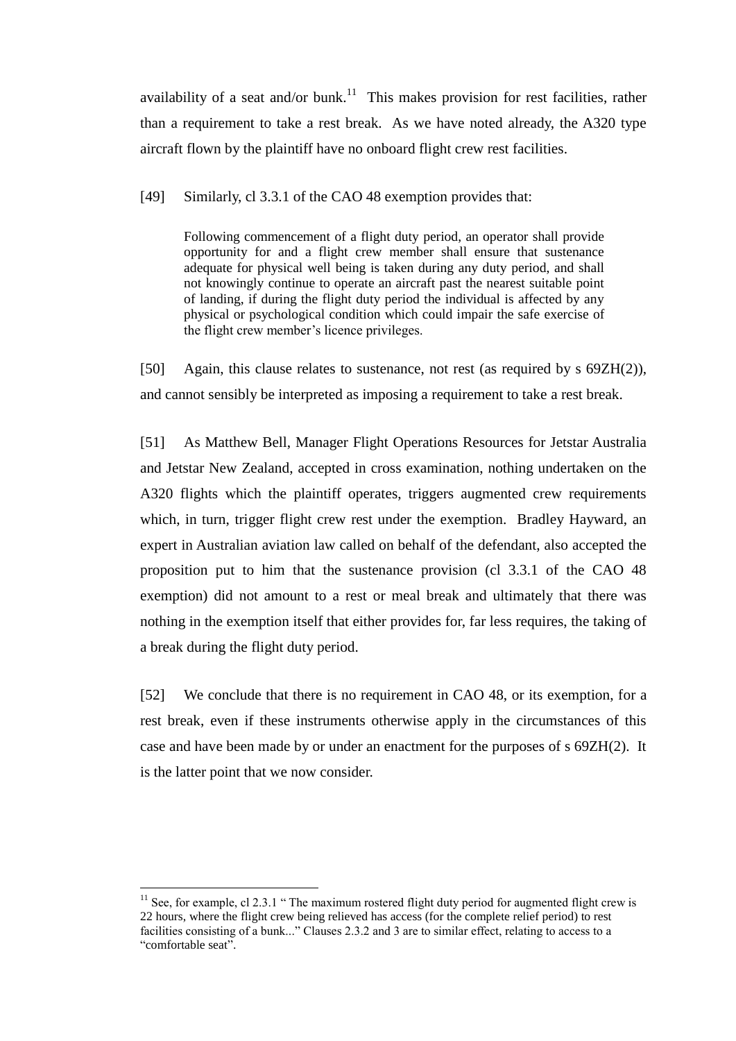availability of a seat and/or bunk.[11] This makes provision for rest facilities, rather than a requirement to take a rest break. As we have noted already, the A320 type aircraft flown by the plaintiff have no onboard flight crew rest facilities.

[49] Similarly, cl 3.3.1 of the CAO 48 exemption provides that:

> Following commencement of a flight duty period, an operator shall provide opportunity for and a flight crew member shall ensure that sustenance adequate for physical well being is taken during any duty period, and shall not knowingly continue to operate an aircraft past the nearest suitable point of landing, if during the flight duty period the individual is affected by any physical or psychological condition which could impair the safe exercise of the flight crew member's licence privileges.

[50] Again, this clause relates to sustenance, not rest (as required by s 69ZH(2)), and cannot sensibly be interpreted as imposing a requirement to take a rest break.

[51] As Matthew Bell, Manager Flight Operations Resources for Jetstar Australia and Jetstar New Zealand, accepted in cross examination, nothing undertaken on the A320 flights which the plaintiff operates, triggers augmented crew requirements which, in turn, trigger flight crew rest under the exemption. Bradley Hayward, an expert in Australian aviation law called on behalf of the defendant, also accepted the proposition put to him that the sustenance provision (cl 3.3.1 of the CAO 48 exemption) did not amount to a rest or meal break and ultimately that there was nothing in the exemption itself that either provides for, far less requires, the taking of a break during the flight duty period.

[52] We conclude that there is no requirement in CAO 48, or its exemption, for a rest break, even if these instruments otherwise apply in the circumstances of this case and have been made by or under an enactment for the purposes of s 69ZH(2). It is the latter point that we now consider.

---

[11] See, for example, cl 2.3.1 " The maximum rostered flight duty period for augmented flight crew is 22 hours, where the flight crew being relieved has access (for the complete relief period) to rest facilities consisting of a bunk..." Clauses 2.3.2 and 3 are to similar effect, relating to access to a "comfortable seat".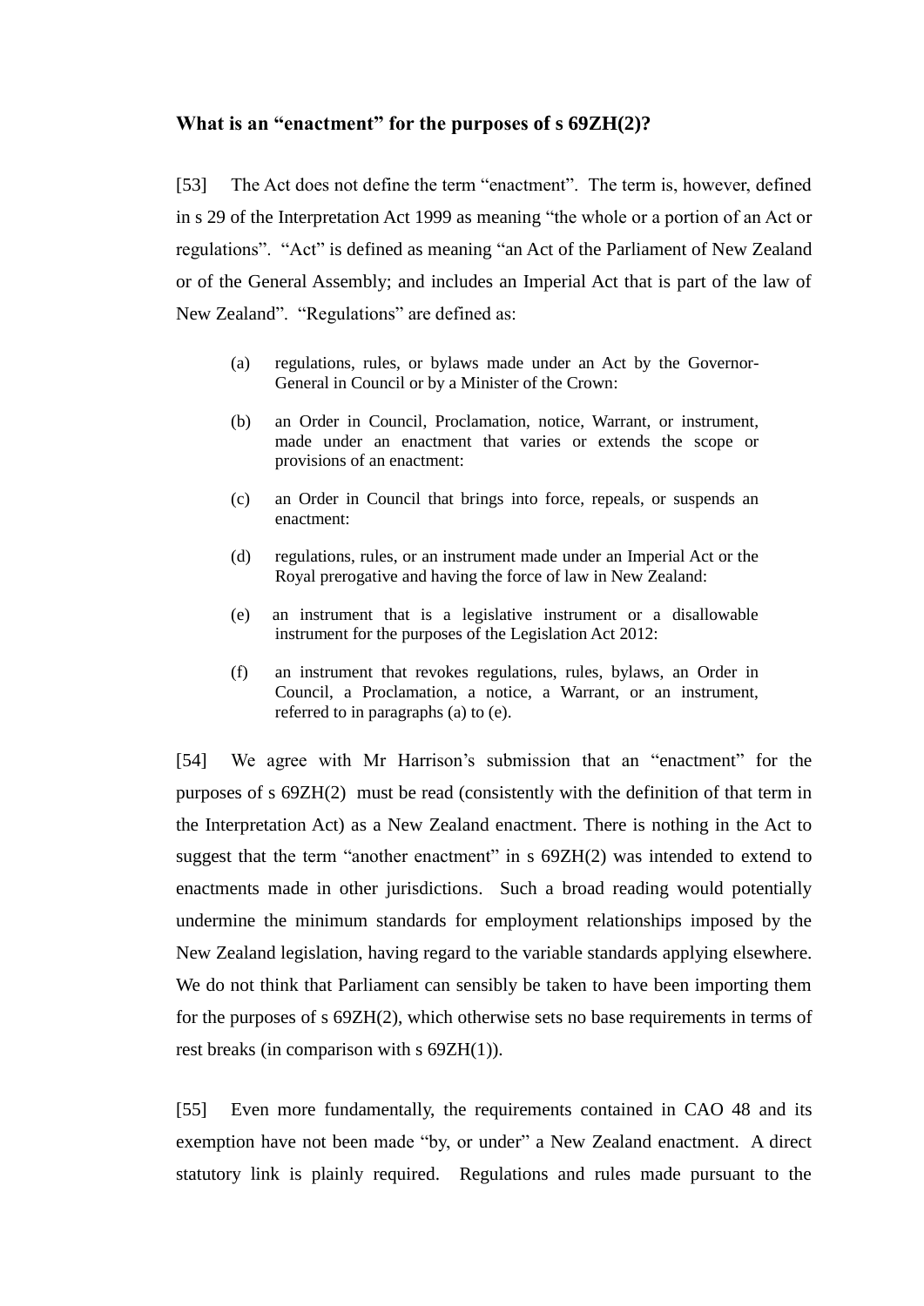### What is an "enactment" for the purposes of s 69ZH(2)?

[53] The Act does not define the term "enactment". The term is, however, defined in s 29 of the Interpretation Act 1999 as meaning "the whole or a portion of an Act or regulations". "Act" is defined as meaning "an Act of the Parliament of New Zealand or of the General Assembly; and includes an Imperial Act that is part of the law of New Zealand". "Regulations" are defined as:

> (a) regulations, rules, or bylaws made under an Act by the Governor-General in Council or by a Minister of the Crown:
>
> (b) an Order in Council, Proclamation, notice, Warrant, or instrument, made under an enactment that varies or extends the scope or provisions of an enactment:
>
> (c) an Order in Council that brings into force, repeals, or suspends an enactment:
>
> (d) regulations, rules, or an instrument made under an Imperial Act or the Royal prerogative and having the force of law in New Zealand:
>
> (e) an instrument that is a legislative instrument or a disallowable instrument for the purposes of the Legislation Act 2012:
>
> (f) an instrument that revokes regulations, rules, bylaws, an Order in Council, a Proclamation, a notice, a Warrant, or an instrument, referred to in paragraphs (a) to (e).

[54] We agree with Mr Harrison's submission that an "enactment" for the purposes of s 69ZH(2) must be read (consistently with the definition of that term in the Interpretation Act) as a New Zealand enactment. There is nothing in the Act to suggest that the term "another enactment" in s 69ZH(2) was intended to extend to enactments made in other jurisdictions. Such a broad reading would potentially undermine the minimum standards for employment relationships imposed by the New Zealand legislation, having regard to the variable standards applying elsewhere. We do not think that Parliament can sensibly be taken to have been importing them for the purposes of s 69ZH(2), which otherwise sets no base requirements in terms of rest breaks (in comparison with s 69ZH(1)).

[55] Even more fundamentally, the requirements contained in CAO 48 and its exemption have not been made "by, or under" a New Zealand enactment. A direct statutory link is plainly required. Regulations and rules made pursuant to the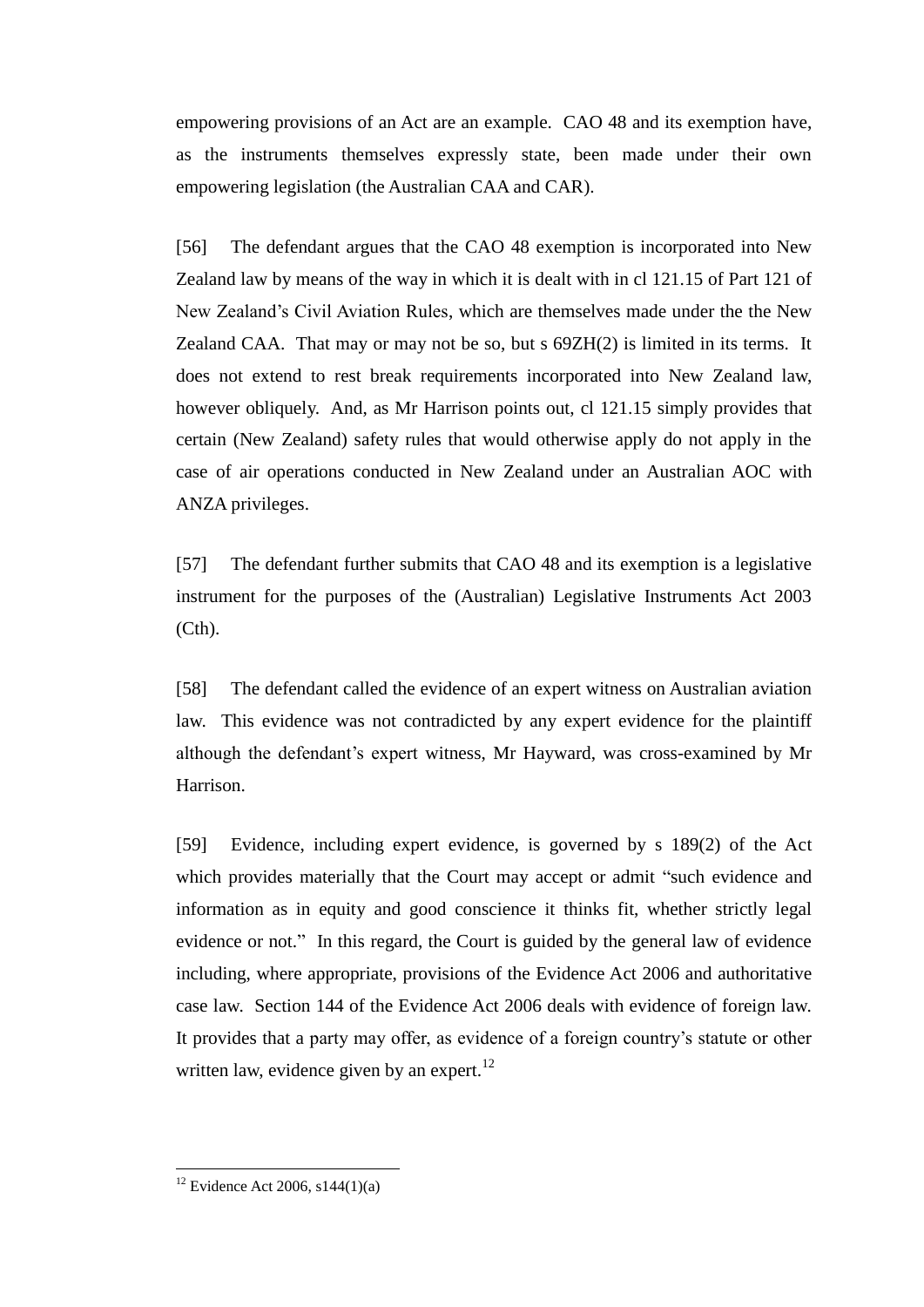empowering provisions of an Act are an example. CAO 48 and its exemption have, as the instruments themselves expressly state, been made under their own empowering legislation (the Australian CAA and CAR).

[56] The defendant argues that the CAO 48 exemption is incorporated into New Zealand law by means of the way in which it is dealt with in cl 121.15 of Part 121 of New Zealand's Civil Aviation Rules, which are themselves made under the the New Zealand CAA. That may or may not be so, but s 69ZH(2) is limited in its terms. It does not extend to rest break requirements incorporated into New Zealand law, however obliquely. And, as Mr Harrison points out, cl 121.15 simply provides that certain (New Zealand) safety rules that would otherwise apply do not apply in the case of air operations conducted in New Zealand under an Australian AOC with ANZA privileges.

[57] The defendant further submits that CAO 48 and its exemption is a legislative instrument for the purposes of the (Australian) Legislative Instruments Act 2003 (Cth).

[58] The defendant called the evidence of an expert witness on Australian aviation law. This evidence was not contradicted by any expert evidence for the plaintiff although the defendant's expert witness, Mr Hayward, was cross-examined by Mr Harrison.

[59] Evidence, including expert evidence, is governed by s 189(2) of the Act which provides materially that the Court may accept or admit "such evidence and information as in equity and good conscience it thinks fit, whether strictly legal evidence or not." In this regard, the Court is guided by the general law of evidence including, where appropriate, provisions of the Evidence Act 2006 and authoritative case law. Section 144 of the Evidence Act 2006 deals with evidence of foreign law. It provides that a party may offer, as evidence of a foreign country's statute or other written law, evidence given by an expert.[12]

---

[12] Evidence Act 2006, s144(1)(a)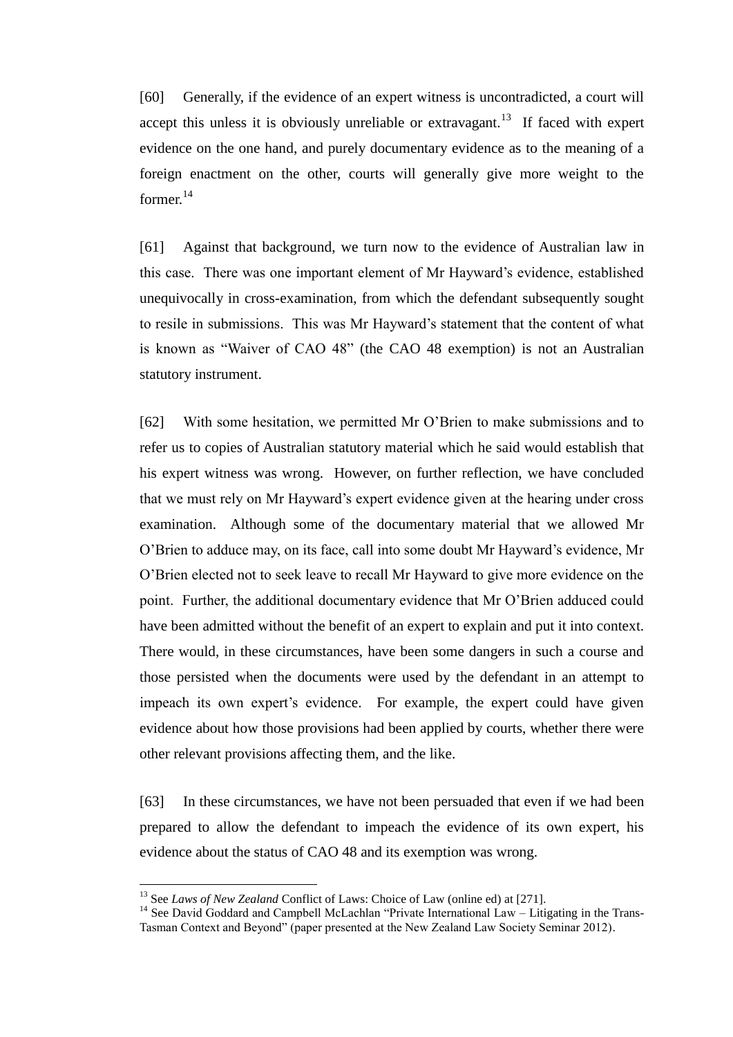[60] Generally, if the evidence of an expert witness is uncontradicted, a court will accept this unless it is obviously unreliable or extravagant.[13] If faced with expert evidence on the one hand, and purely documentary evidence as to the meaning of a foreign enactment on the other, courts will generally give more weight to the former.[14]

[61] Against that background, we turn now to the evidence of Australian law in this case. There was one important element of Mr Hayward's evidence, established unequivocally in cross-examination, from which the defendant subsequently sought to resile in submissions. This was Mr Hayward's statement that the content of what is known as "Waiver of CAO 48" (the CAO 48 exemption) is not an Australian statutory instrument.

[62] With some hesitation, we permitted Mr O'Brien to make submissions and to refer us to copies of Australian statutory material which he said would establish that his expert witness was wrong. However, on further reflection, we have concluded that we must rely on Mr Hayward's expert evidence given at the hearing under cross examination. Although some of the documentary material that we allowed Mr O'Brien to adduce may, on its face, call into some doubt Mr Hayward's evidence, Mr O'Brien elected not to seek leave to recall Mr Hayward to give more evidence on the point. Further, the additional documentary evidence that Mr O'Brien adduced could have been admitted without the benefit of an expert to explain and put it into context. There would, in these circumstances, have been some dangers in such a course and those persisted when the documents were used by the defendant in an attempt to impeach its own expert's evidence. For example, the expert could have given evidence about how those provisions had been applied by courts, whether there were other relevant provisions affecting them, and the like.

[63] In these circumstances, we have not been persuaded that even if we had been prepared to allow the defendant to impeach the evidence of its own expert, his evidence about the status of CAO 48 and its exemption was wrong.

---

[13] See *Laws of New Zealand* Conflict of Laws: Choice of Law (online ed) at [271].

[14] See David Goddard and Campbell McLachlan "Private International Law – Litigating in the Trans-Tasman Context and Beyond" (paper presented at the New Zealand Law Society Seminar 2012).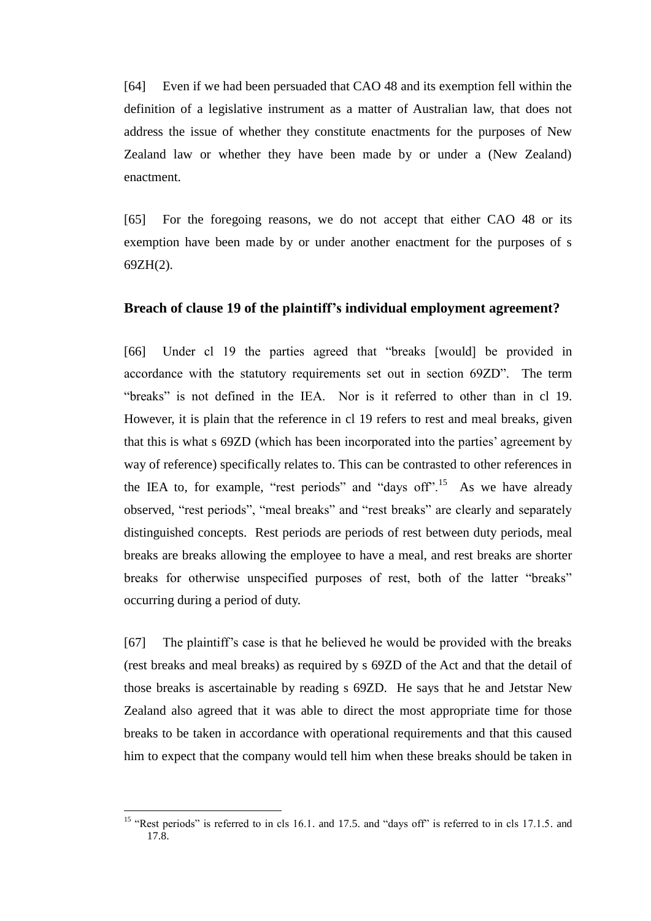[64] Even if we had been persuaded that CAO 48 and its exemption fell within the definition of a legislative instrument as a matter of Australian law, that does not address the issue of whether they constitute enactments for the purposes of New Zealand law or whether they have been made by or under a (New Zealand) enactment.

[65] For the foregoing reasons, we do not accept that either CAO 48 or its exemption have been made by or under another enactment for the purposes of s 69ZH(2).

## Breach of clause 19 of the plaintiff's individual employment agreement?

[66] Under cl 19 the parties agreed that "breaks [would] be provided in accordance with the statutory requirements set out in section 69ZD". The term "breaks" is not defined in the IEA. Nor is it referred to other than in cl 19. However, it is plain that the reference in cl 19 refers to rest and meal breaks, given that this is what s 69ZD (which has been incorporated into the parties' agreement by way of reference) specifically relates to. This can be contrasted to other references in the IEA to, for example, "rest periods" and "days off".[15] As we have already observed, "rest periods", "meal breaks" and "rest breaks" are clearly and separately distinguished concepts. Rest periods are periods of rest between duty periods, meal breaks are breaks allowing the employee to have a meal, and rest breaks are shorter breaks for otherwise unspecified purposes of rest, both of the latter "breaks" occurring during a period of duty.

[67] The plaintiff's case is that he believed he would be provided with the breaks (rest breaks and meal breaks) as required by s 69ZD of the Act and that the detail of those breaks is ascertainable by reading s 69ZD. He says that he and Jetstar New Zealand also agreed that it was able to direct the most appropriate time for those breaks to be taken in accordance with operational requirements and that this caused him to expect that the company would tell him when these breaks should be taken in

---

[15] "Rest periods" is referred to in cls 16.1. and 17.5. and "days off" is referred to in cls 17.1.5. and 17.8.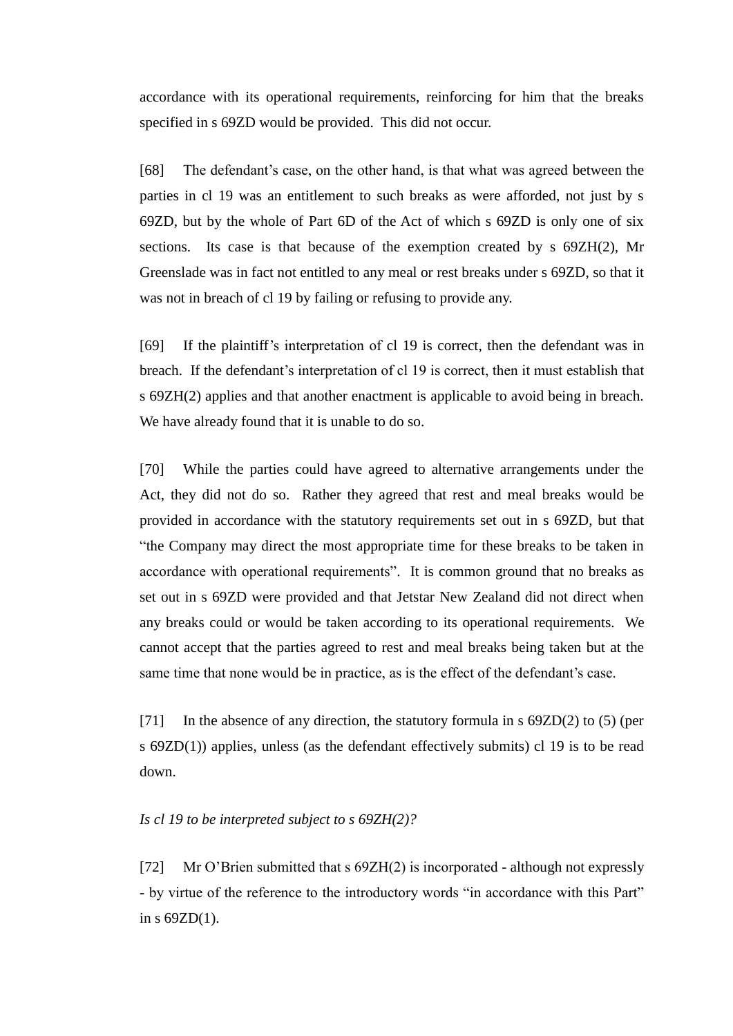accordance with its operational requirements, reinforcing for him that the breaks specified in s 69ZD would be provided. This did not occur.

[68] The defendant's case, on the other hand, is that what was agreed between the parties in cl 19 was an entitlement to such breaks as were afforded, not just by s 69ZD, but by the whole of Part 6D of the Act of which s 69ZD is only one of six sections. Its case is that because of the exemption created by s 69ZH(2), Mr Greenslade was in fact not entitled to any meal or rest breaks under s 69ZD, so that it was not in breach of cl 19 by failing or refusing to provide any.

[69] If the plaintiff's interpretation of cl 19 is correct, then the defendant was in breach. If the defendant's interpretation of cl 19 is correct, then it must establish that s 69ZH(2) applies and that another enactment is applicable to avoid being in breach. We have already found that it is unable to do so.

[70] While the parties could have agreed to alternative arrangements under the Act, they did not do so. Rather they agreed that rest and meal breaks would be provided in accordance with the statutory requirements set out in s 69ZD, but that "the Company may direct the most appropriate time for these breaks to be taken in accordance with operational requirements". It is common ground that no breaks as set out in s 69ZD were provided and that Jetstar New Zealand did not direct when any breaks could or would be taken according to its operational requirements. We cannot accept that the parties agreed to rest and meal breaks being taken but at the same time that none would be in practice, as is the effect of the defendant's case.

[71] In the absence of any direction, the statutory formula in s 69ZD(2) to (5) (per s 69ZD(1)) applies, unless (as the defendant effectively submits) cl 19 is to be read down.

*Is cl 19 to be interpreted subject to s 69ZH(2)?*

[72] Mr O'Brien submitted that s 69ZH(2) is incorporated - although not expressly - by virtue of the reference to the introductory words "in accordance with this Part" in s 69ZD(1).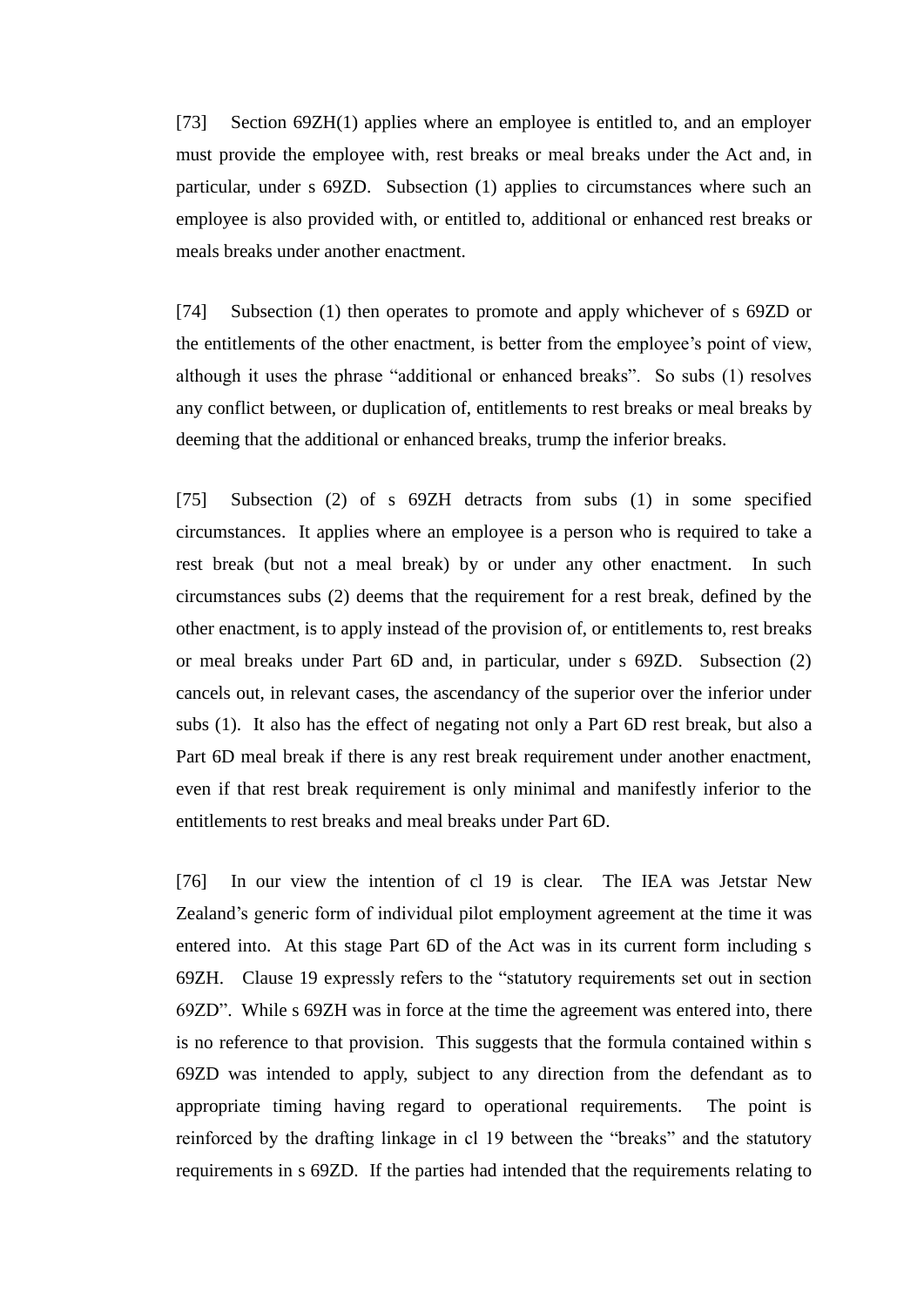[73] Section 69ZH(1) applies where an employee is entitled to, and an employer must provide the employee with, rest breaks or meal breaks under the Act and, in particular, under s 69ZD. Subsection (1) applies to circumstances where such an employee is also provided with, or entitled to, additional or enhanced rest breaks or meals breaks under another enactment.

[74] Subsection (1) then operates to promote and apply whichever of s 69ZD or the entitlements of the other enactment, is better from the employee's point of view, although it uses the phrase "additional or enhanced breaks". So subs (1) resolves any conflict between, or duplication of, entitlements to rest breaks or meal breaks by deeming that the additional or enhanced breaks, trump the inferior breaks.

[75] Subsection (2) of s 69ZH detracts from subs (1) in some specified circumstances. It applies where an employee is a person who is required to take a rest break (but not a meal break) by or under any other enactment. In such circumstances subs (2) deems that the requirement for a rest break, defined by the other enactment, is to apply instead of the provision of, or entitlements to, rest breaks or meal breaks under Part 6D and, in particular, under s 69ZD. Subsection (2) cancels out, in relevant cases, the ascendancy of the superior over the inferior under subs (1). It also has the effect of negating not only a Part 6D rest break, but also a Part 6D meal break if there is any rest break requirement under another enactment, even if that rest break requirement is only minimal and manifestly inferior to the entitlements to rest breaks and meal breaks under Part 6D.

[76] In our view the intention of cl 19 is clear. The IEA was Jetstar New Zealand's generic form of individual pilot employment agreement at the time it was entered into. At this stage Part 6D of the Act was in its current form including s 69ZH. Clause 19 expressly refers to the "statutory requirements set out in section 69ZD". While s 69ZH was in force at the time the agreement was entered into, there is no reference to that provision. This suggests that the formula contained within s 69ZD was intended to apply, subject to any direction from the defendant as to appropriate timing having regard to operational requirements. The point is reinforced by the drafting linkage in cl 19 between the "breaks" and the statutory requirements in s 69ZD. If the parties had intended that the requirements relating to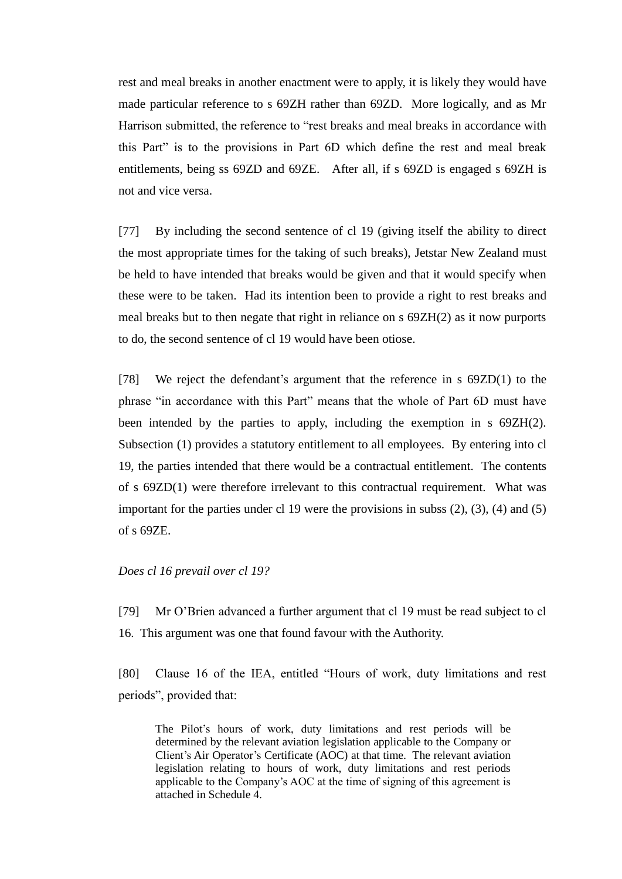rest and meal breaks in another enactment were to apply, it is likely they would have made particular reference to s 69ZH rather than 69ZD. More logically, and as Mr Harrison submitted, the reference to "rest breaks and meal breaks in accordance with this Part" is to the provisions in Part 6D which define the rest and meal break entitlements, being ss 69ZD and 69ZE. After all, if s 69ZD is engaged s 69ZH is not and vice versa.

[77] By including the second sentence of cl 19 (giving itself the ability to direct the most appropriate times for the taking of such breaks), Jetstar New Zealand must be held to have intended that breaks would be given and that it would specify when these were to be taken. Had its intention been to provide a right to rest breaks and meal breaks but to then negate that right in reliance on s 69ZH(2) as it now purports to do, the second sentence of cl 19 would have been otiose.

[78] We reject the defendant's argument that the reference in s 69ZD(1) to the phrase "in accordance with this Part" means that the whole of Part 6D must have been intended by the parties to apply, including the exemption in s 69ZH(2). Subsection (1) provides a statutory entitlement to all employees. By entering into cl 19, the parties intended that there would be a contractual entitlement. The contents of s 69ZD(1) were therefore irrelevant to this contractual requirement. What was important for the parties under cl 19 were the provisions in subss (2), (3), (4) and (5) of s 69ZE.

*Does cl 16 prevail over cl 19?*

[79] Mr O'Brien advanced a further argument that cl 19 must be read subject to cl 16. This argument was one that found favour with the Authority.

[80] Clause 16 of the IEA, entitled "Hours of work, duty limitations and rest periods", provided that:

> The Pilot's hours of work, duty limitations and rest periods will be determined by the relevant aviation legislation applicable to the Company or Client's Air Operator's Certificate (AOC) at that time. The relevant aviation legislation relating to hours of work, duty limitations and rest periods applicable to the Company's AOC at the time of signing of this agreement is attached in Schedule 4.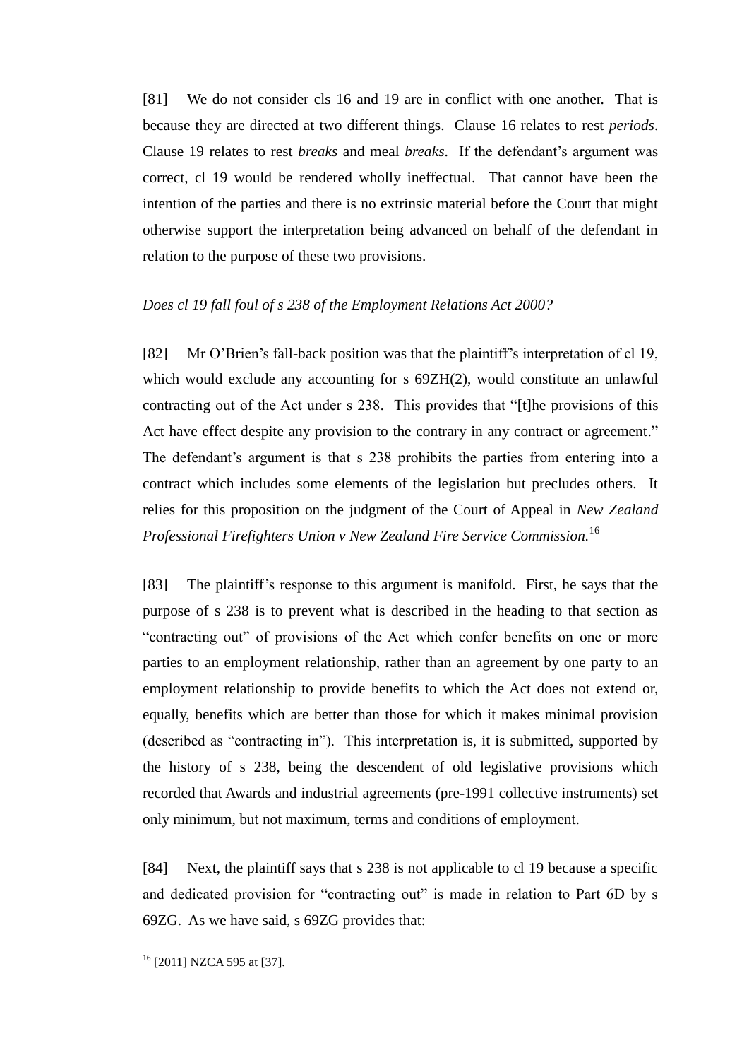[81] We do not consider cls 16 and 19 are in conflict with one another. That is because they are directed at two different things. Clause 16 relates to rest *periods*. Clause 19 relates to rest *breaks* and meal *breaks*. If the defendant's argument was correct, cl 19 would be rendered wholly ineffectual. That cannot have been the intention of the parties and there is no extrinsic material before the Court that might otherwise support the interpretation being advanced on behalf of the defendant in relation to the purpose of these two provisions.

*Does cl 19 fall foul of s 238 of the Employment Relations Act 2000?*

[82] Mr O'Brien's fall-back position was that the plaintiff's interpretation of cl 19, which would exclude any accounting for s 69ZH(2), would constitute an unlawful contracting out of the Act under s 238. This provides that "[t]he provisions of this Act have effect despite any provision to the contrary in any contract or agreement." The defendant's argument is that s 238 prohibits the parties from entering into a contract which includes some elements of the legislation but precludes others. It relies for this proposition on the judgment of the Court of Appeal in *New Zealand Professional Firefighters Union v New Zealand Fire Service Commission.*[16]

[83] The plaintiff's response to this argument is manifold. First, he says that the purpose of s 238 is to prevent what is described in the heading to that section as "contracting out" of provisions of the Act which confer benefits on one or more parties to an employment relationship, rather than an agreement by one party to an employment relationship to provide benefits to which the Act does not extend or, equally, benefits which are better than those for which it makes minimal provision (described as "contracting in"). This interpretation is, it is submitted, supported by the history of s 238, being the descendent of old legislative provisions which recorded that Awards and industrial agreements (pre-1991 collective instruments) set only minimum, but not maximum, terms and conditions of employment.

[84] Next, the plaintiff says that s 238 is not applicable to cl 19 because a specific and dedicated provision for "contracting out" is made in relation to Part 6D by s 69ZG. As we have said, s 69ZG provides that:

---

[16] [2011] NZCA 595 at [37].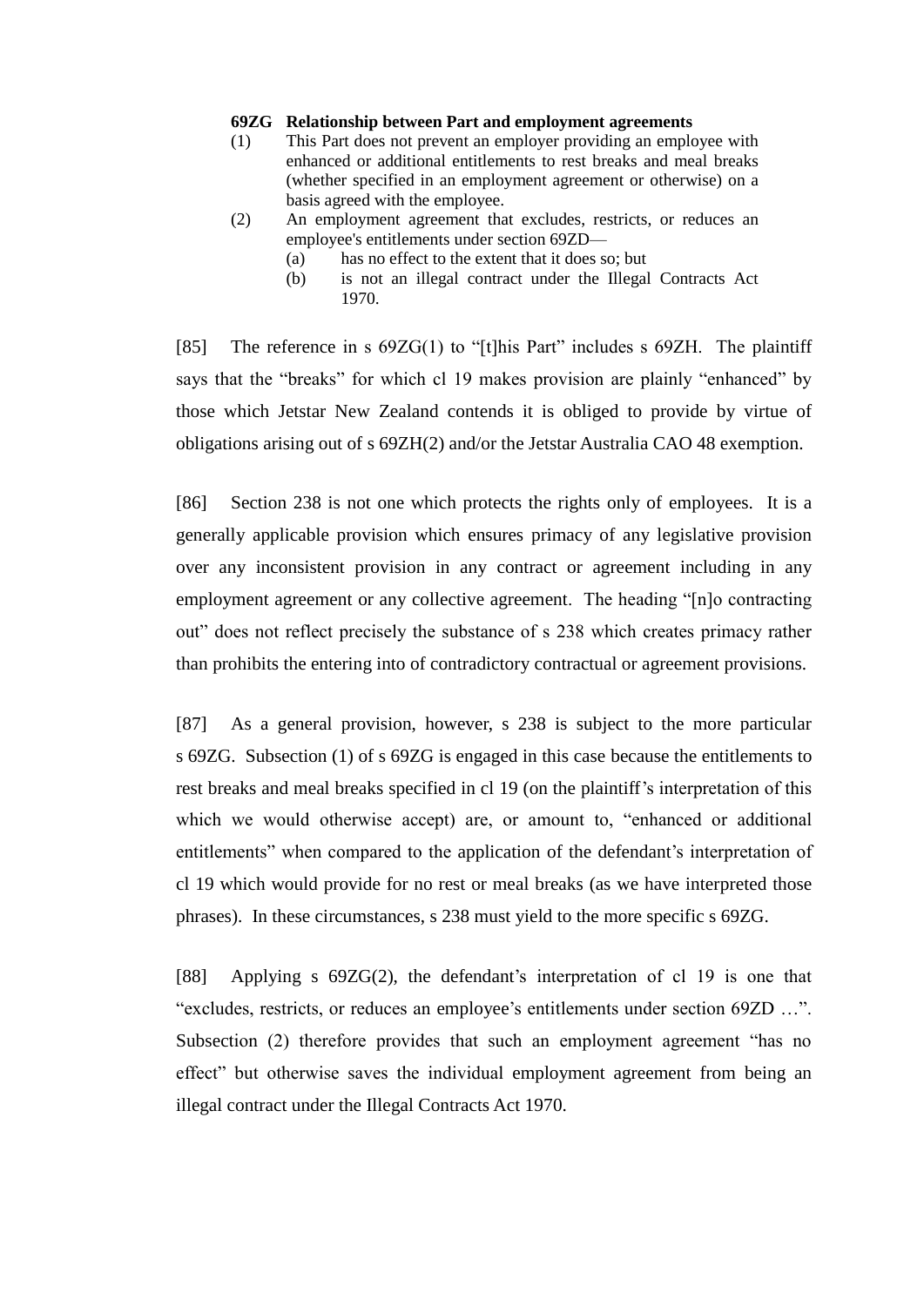**69ZG Relationship between Part and employment agreements**

(1) This Part does not prevent an employer providing an employee with enhanced or additional entitlements to rest breaks and meal breaks (whether specified in an employment agreement or otherwise) on a basis agreed with the employee.

(2) An employment agreement that excludes, restricts, or reduces an employee's entitlements under section 69ZD—

 (a) has no effect to the extent that it does so; but

 (b) is not an illegal contract under the Illegal Contracts Act 1970.

[85] The reference in s 69ZG(1) to "[t]his Part" includes s 69ZH. The plaintiff says that the "breaks" for which cl 19 makes provision are plainly "enhanced" by those which Jetstar New Zealand contends it is obliged to provide by virtue of obligations arising out of s 69ZH(2) and/or the Jetstar Australia CAO 48 exemption.

[86] Section 238 is not one which protects the rights only of employees. It is a generally applicable provision which ensures primacy of any legislative provision over any inconsistent provision in any contract or agreement including in any employment agreement or any collective agreement. The heading "[n]o contracting out" does not reflect precisely the substance of s 238 which creates primacy rather than prohibits the entering into of contradictory contractual or agreement provisions.

[87] As a general provision, however, s 238 is subject to the more particular s 69ZG. Subsection (1) of s 69ZG is engaged in this case because the entitlements to rest breaks and meal breaks specified in cl 19 (on the plaintiff's interpretation of this which we would otherwise accept) are, or amount to, "enhanced or additional entitlements" when compared to the application of the defendant's interpretation of cl 19 which would provide for no rest or meal breaks (as we have interpreted those phrases). In these circumstances, s 238 must yield to the more specific s 69ZG.

[88] Applying s 69ZG(2), the defendant's interpretation of cl 19 is one that "excludes, restricts, or reduces an employee's entitlements under section 69ZD …". Subsection (2) therefore provides that such an employment agreement "has no effect" but otherwise saves the individual employment agreement from being an illegal contract under the Illegal Contracts Act 1970.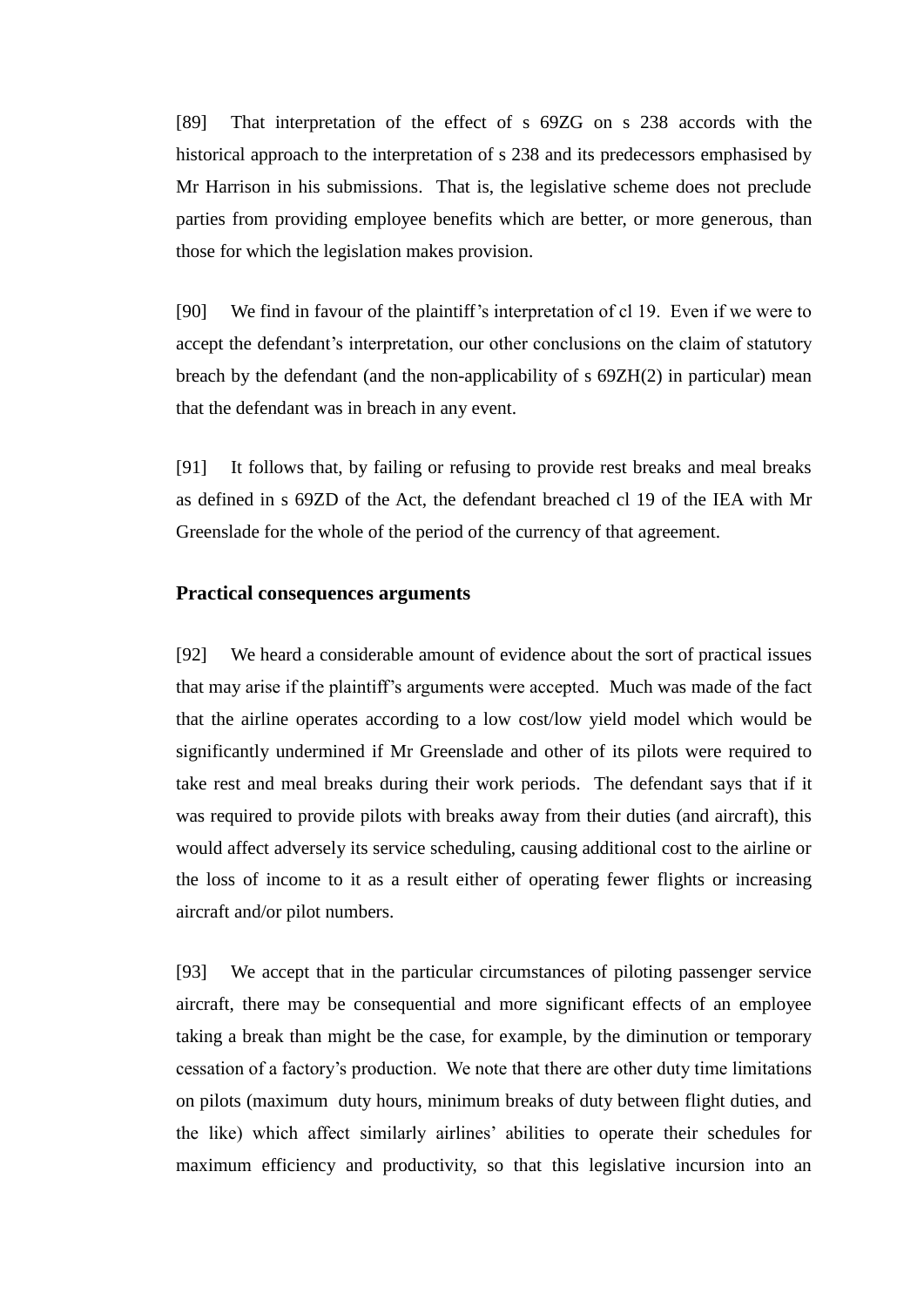[89] That interpretation of the effect of s 69ZG on s 238 accords with the historical approach to the interpretation of s 238 and its predecessors emphasised by Mr Harrison in his submissions. That is, the legislative scheme does not preclude parties from providing employee benefits which are better, or more generous, than those for which the legislation makes provision.

[90] We find in favour of the plaintiff's interpretation of cl 19. Even if we were to accept the defendant's interpretation, our other conclusions on the claim of statutory breach by the defendant (and the non-applicability of s 69ZH(2) in particular) mean that the defendant was in breach in any event.

[91] It follows that, by failing or refusing to provide rest breaks and meal breaks as defined in s 69ZD of the Act, the defendant breached cl 19 of the IEA with Mr Greenslade for the whole of the period of the currency of that agreement.

### Practical consequences arguments

[92] We heard a considerable amount of evidence about the sort of practical issues that may arise if the plaintiff's arguments were accepted. Much was made of the fact that the airline operates according to a low cost/low yield model which would be significantly undermined if Mr Greenslade and other of its pilots were required to take rest and meal breaks during their work periods. The defendant says that if it was required to provide pilots with breaks away from their duties (and aircraft), this would affect adversely its service scheduling, causing additional cost to the airline or the loss of income to it as a result either of operating fewer flights or increasing aircraft and/or pilot numbers.

[93] We accept that in the particular circumstances of piloting passenger service aircraft, there may be consequential and more significant effects of an employee taking a break than might be the case, for example, by the diminution or temporary cessation of a factory's production. We note that there are other duty time limitations on pilots (maximum duty hours, minimum breaks of duty between flight duties, and the like) which affect similarly airlines' abilities to operate their schedules for maximum efficiency and productivity, so that this legislative incursion into an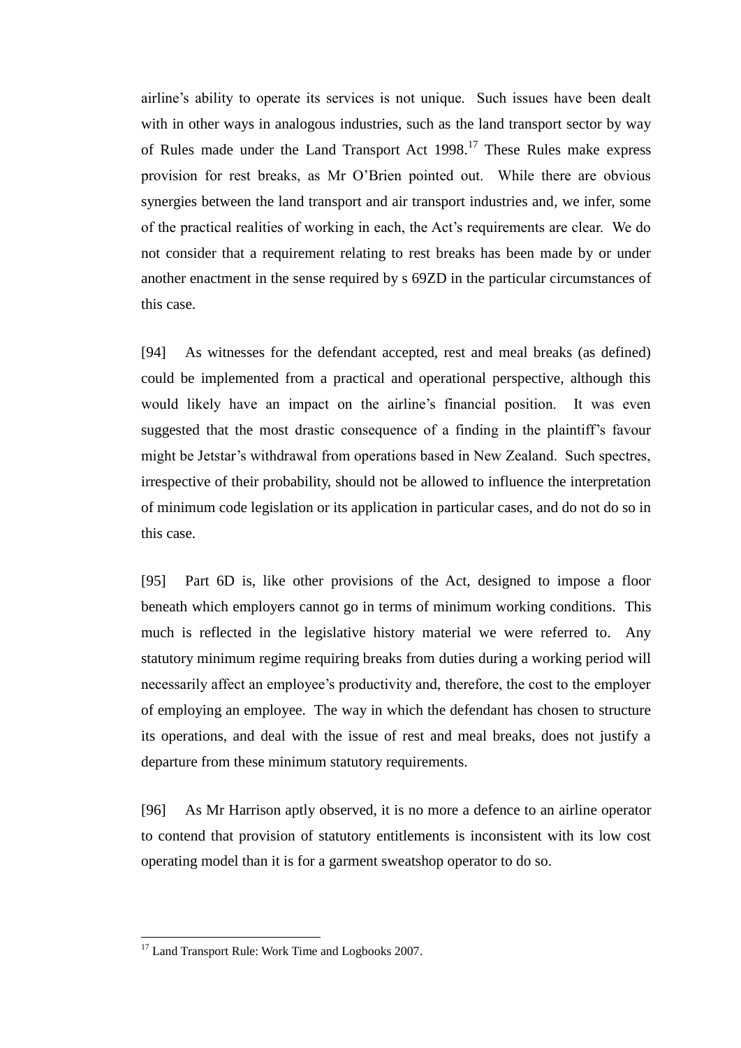airline's ability to operate its services is not unique. Such issues have been dealt with in other ways in analogous industries, such as the land transport sector by way of Rules made under the Land Transport Act 1998.[17] These Rules make express provision for rest breaks, as Mr O'Brien pointed out. While there are obvious synergies between the land transport and air transport industries and, we infer, some of the practical realities of working in each, the Act's requirements are clear. We do not consider that a requirement relating to rest breaks has been made by or under another enactment in the sense required by s 69ZD in the particular circumstances of this case.

[94] As witnesses for the defendant accepted, rest and meal breaks (as defined) could be implemented from a practical and operational perspective, although this would likely have an impact on the airline's financial position. It was even suggested that the most drastic consequence of a finding in the plaintiff's favour might be Jetstar's withdrawal from operations based in New Zealand. Such spectres, irrespective of their probability, should not be allowed to influence the interpretation of minimum code legislation or its application in particular cases, and do not do so in this case.

[95] Part 6D is, like other provisions of the Act, designed to impose a floor beneath which employers cannot go in terms of minimum working conditions. This much is reflected in the legislative history material we were referred to. Any statutory minimum regime requiring breaks from duties during a working period will necessarily affect an employee's productivity and, therefore, the cost to the employer of employing an employee. The way in which the defendant has chosen to structure its operations, and deal with the issue of rest and meal breaks, does not justify a departure from these minimum statutory requirements.

[96] As Mr Harrison aptly observed, it is no more a defence to an airline operator to contend that provision of statutory entitlements is inconsistent with its low cost operating model than it is for a garment sweatshop operator to do so.

---

[17] Land Transport Rule: Work Time and Logbooks 2007.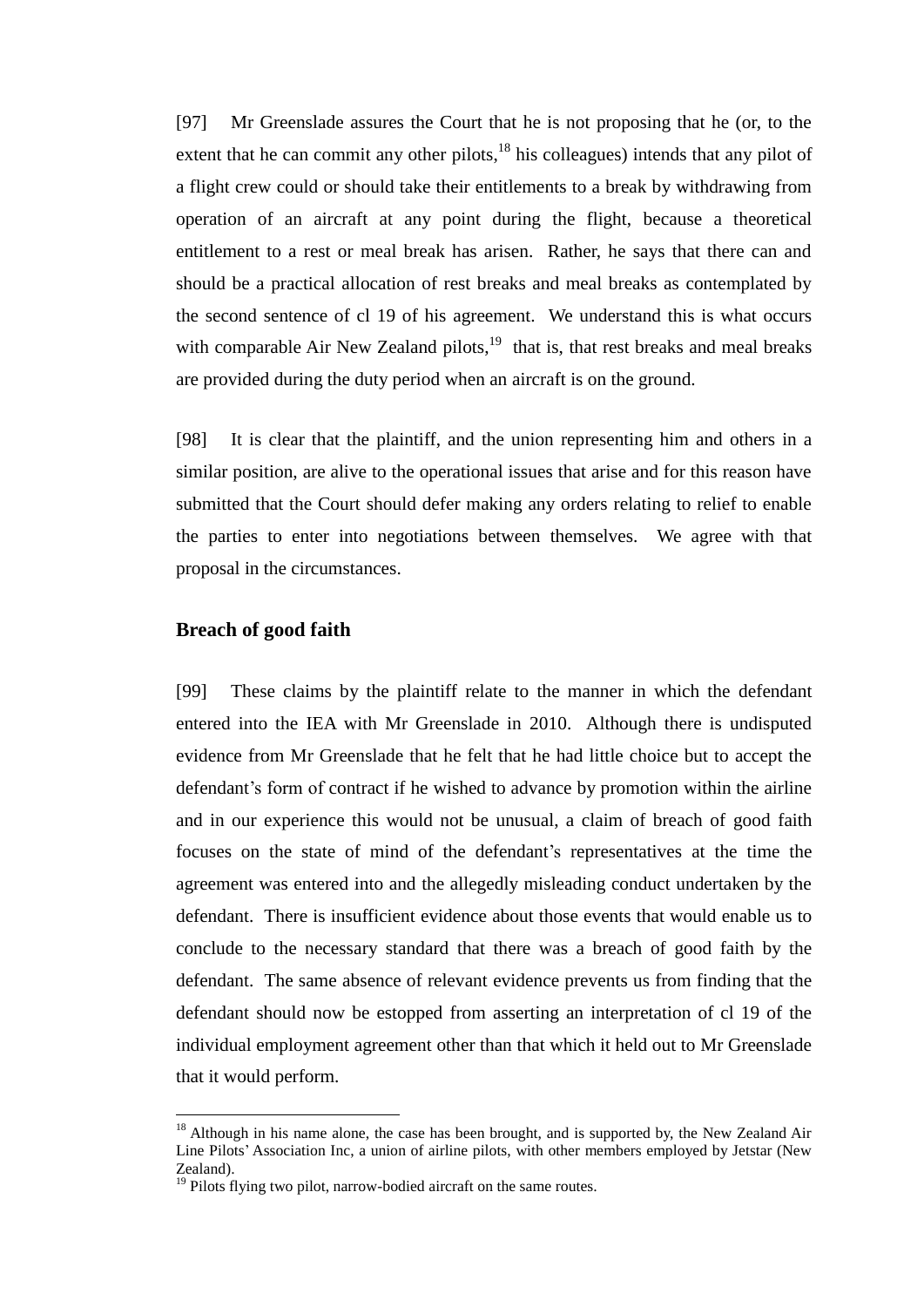[97] Mr Greenslade assures the Court that he is not proposing that he (or, to the extent that he can commit any other pilots,[18] his colleagues) intends that any pilot of a flight crew could or should take their entitlements to a break by withdrawing from operation of an aircraft at any point during the flight, because a theoretical entitlement to a rest or meal break has arisen. Rather, he says that there can and should be a practical allocation of rest breaks and meal breaks as contemplated by the second sentence of cl 19 of his agreement. We understand this is what occurs with comparable Air New Zealand pilots,[19] that is, that rest breaks and meal breaks are provided during the duty period when an aircraft is on the ground.

[98] It is clear that the plaintiff, and the union representing him and others in a similar position, are alive to the operational issues that arise and for this reason have submitted that the Court should defer making any orders relating to relief to enable the parties to enter into negotiations between themselves. We agree with that proposal in the circumstances.

## Breach of good faith

[99] These claims by the plaintiff relate to the manner in which the defendant entered into the IEA with Mr Greenslade in 2010. Although there is undisputed evidence from Mr Greenslade that he felt that he had little choice but to accept the defendant's form of contract if he wished to advance by promotion within the airline and in our experience this would not be unusual, a claim of breach of good faith focuses on the state of mind of the defendant's representatives at the time the agreement was entered into and the allegedly misleading conduct undertaken by the defendant. There is insufficient evidence about those events that would enable us to conclude to the necessary standard that there was a breach of good faith by the defendant. The same absence of relevant evidence prevents us from finding that the defendant should now be estopped from asserting an interpretation of cl 19 of the individual employment agreement other than that which it held out to Mr Greenslade that it would perform.

---

[18] Although in his name alone, the case has been brought, and is supported by, the New Zealand Air Line Pilots' Association Inc, a union of airline pilots, with other members employed by Jetstar (New Zealand).

[19] Pilots flying two pilot, narrow-bodied aircraft on the same routes.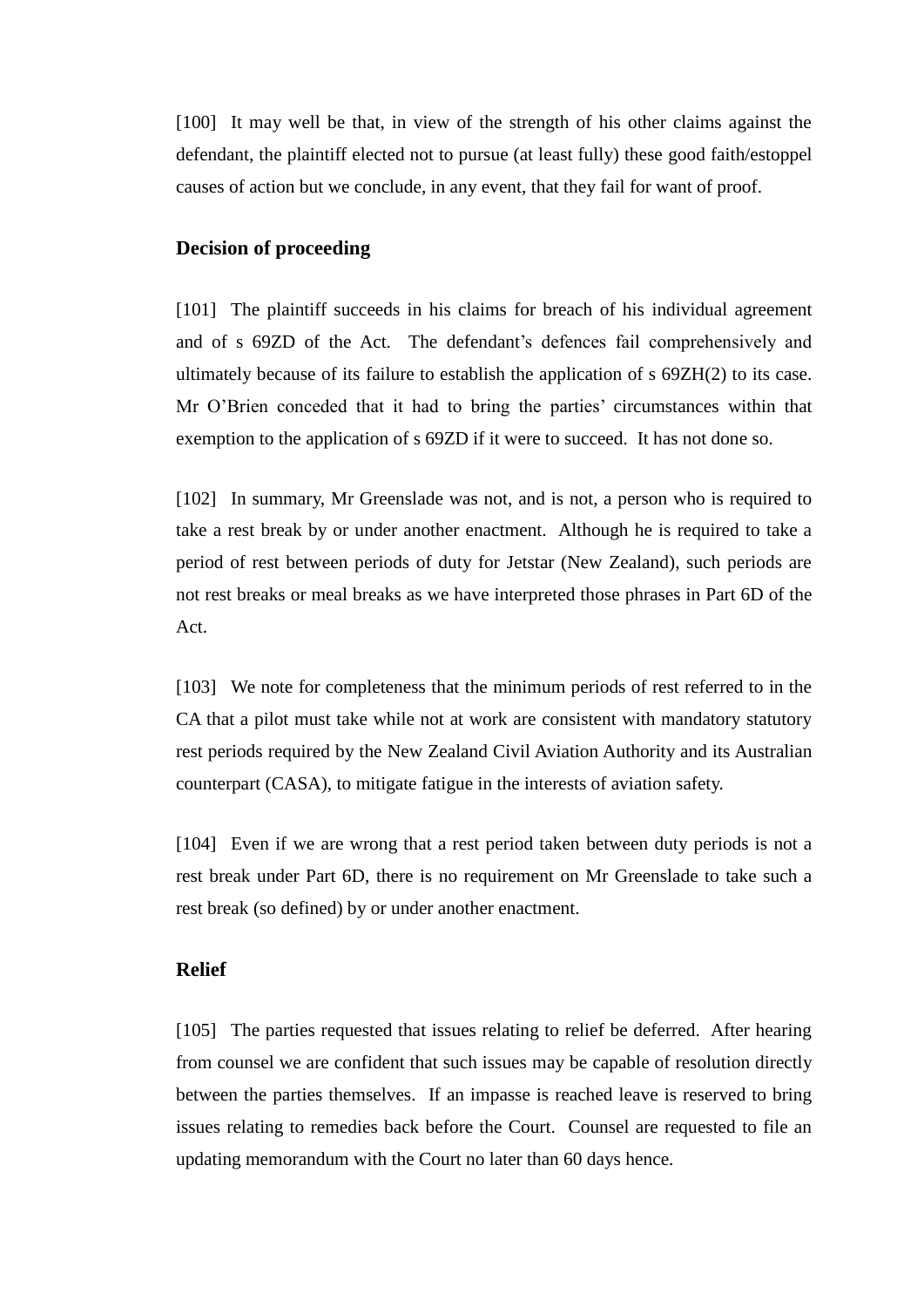[100] It may well be that, in view of the strength of his other claims against the defendant, the plaintiff elected not to pursue (at least fully) these good faith/estoppel causes of action but we conclude, in any event, that they fail for want of proof.

## Decision of proceeding

[101] The plaintiff succeeds in his claims for breach of his individual agreement and of s 69ZD of the Act. The defendant's defences fail comprehensively and ultimately because of its failure to establish the application of s 69ZH(2) to its case. Mr O'Brien conceded that it had to bring the parties' circumstances within that exemption to the application of s 69ZD if it were to succeed. It has not done so.

[102] In summary, Mr Greenslade was not, and is not, a person who is required to take a rest break by or under another enactment. Although he is required to take a period of rest between periods of duty for Jetstar (New Zealand), such periods are not rest breaks or meal breaks as we have interpreted those phrases in Part 6D of the Act.

[103] We note for completeness that the minimum periods of rest referred to in the CA that a pilot must take while not at work are consistent with mandatory statutory rest periods required by the New Zealand Civil Aviation Authority and its Australian counterpart (CASA), to mitigate fatigue in the interests of aviation safety.

[104] Even if we are wrong that a rest period taken between duty periods is not a rest break under Part 6D, there is no requirement on Mr Greenslade to take such a rest break (so defined) by or under another enactment.

## Relief

[105] The parties requested that issues relating to relief be deferred. After hearing from counsel we are confident that such issues may be capable of resolution directly between the parties themselves. If an impasse is reached leave is reserved to bring issues relating to remedies back before the Court. Counsel are requested to file an updating memorandum with the Court no later than 60 days hence.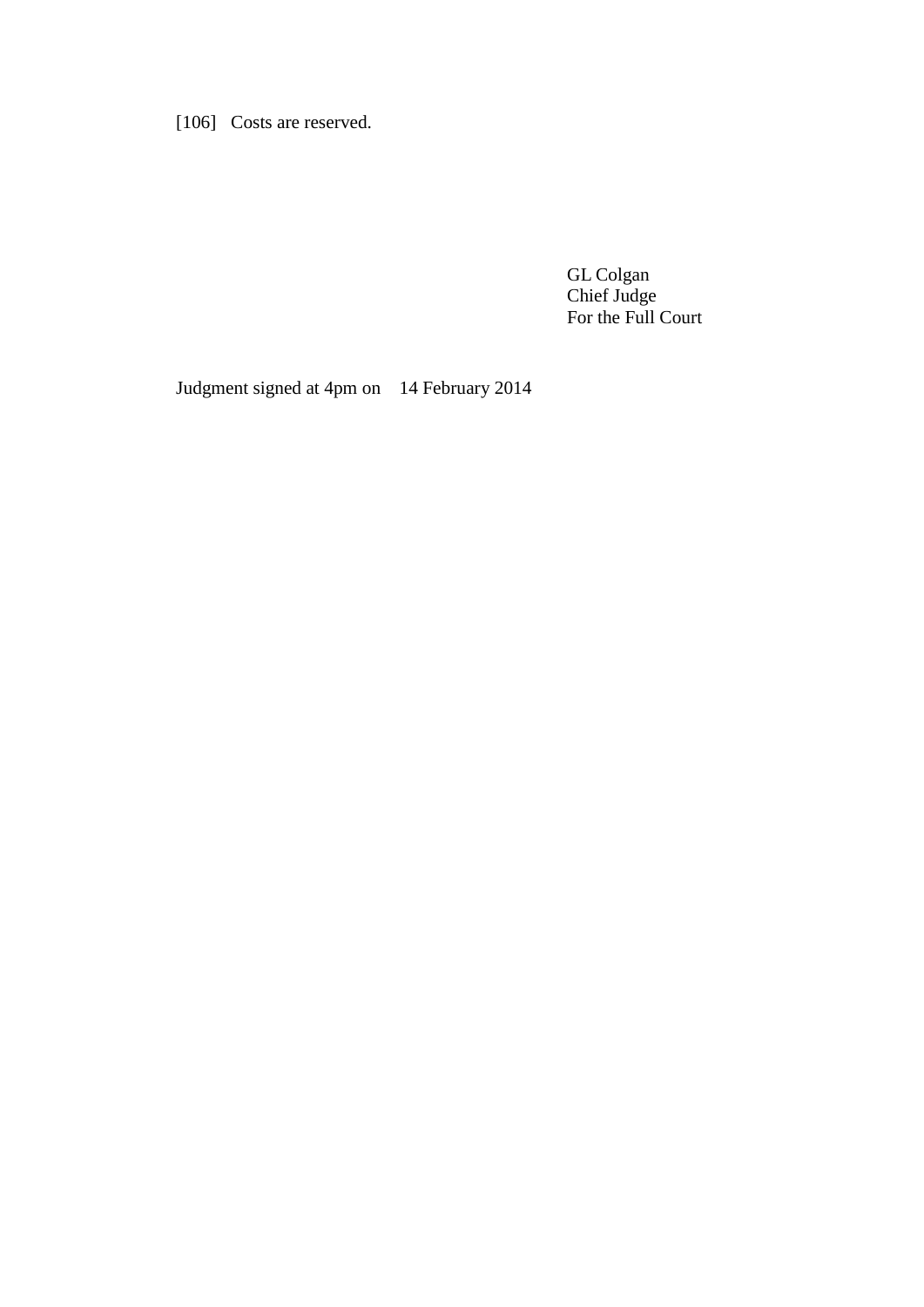[106] Costs are reserved.

GL Colgan
Chief Judge
For the Full Court

Judgment signed at 4pm on 14 February 2014